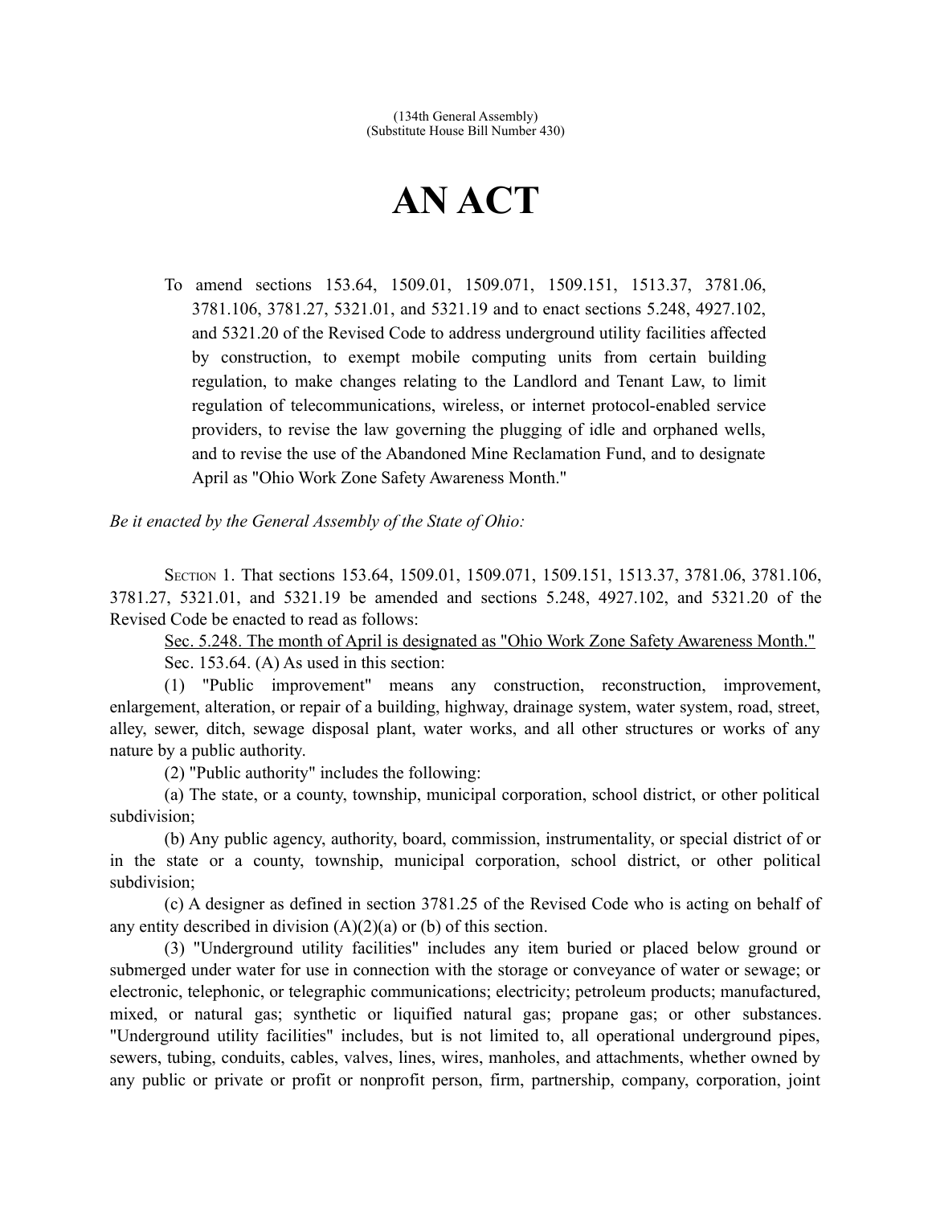(134th General Assembly)
(Substitute House Bill Number 430)

# AN ACT

To amend sections 153.64, 1509.01, 1509.071, 1509.151, 1513.37, 3781.06, 3781.106, 3781.27, 5321.01, and 5321.19 and to enact sections 5.248, 4927.102, and 5321.20 of the Revised Code to address underground utility facilities affected by construction, to exempt mobile computing units from certain building regulation, to make changes relating to the Landlord and Tenant Law, to limit regulation of telecommunications, wireless, or internet protocol-enabled service providers, to revise the law governing the plugging of idle and orphaned wells, and to revise the use of the Abandoned Mine Reclamation Fund, and to designate April as "Ohio Work Zone Safety Awareness Month."

*Be it enacted by the General Assembly of the State of Ohio:*

SECTION 1. That sections 153.64, 1509.01, 1509.071, 1509.151, 1513.37, 3781.06, 3781.106, 3781.27, 5321.01, and 5321.19 be amended and sections 5.248, 4927.102, and 5321.20 of the Revised Code be enacted to read as follows:

<u>Sec. 5.248. The month of April is designated as "Ohio Work Zone Safety Awareness Month."</u>

Sec. 153.64. (A) As used in this section:

(1) "Public improvement" means any construction, reconstruction, improvement, enlargement, alteration, or repair of a building, highway, drainage system, water system, road, street, alley, sewer, ditch, sewage disposal plant, water works, and all other structures or works of any nature by a public authority.

(2) "Public authority" includes the following:

(a) The state, or a county, township, municipal corporation, school district, or other political subdivision;

(b) Any public agency, authority, board, commission, instrumentality, or special district of or in the state or a county, township, municipal corporation, school district, or other political subdivision;

(c) A designer as defined in section 3781.25 of the Revised Code who is acting on behalf of any entity described in division (A)(2)(a) or (b) of this section.

(3) "Underground utility facilities" includes any item buried or placed below ground or submerged under water for use in connection with the storage or conveyance of water or sewage; or electronic, telephonic, or telegraphic communications; electricity; petroleum products; manufactured, mixed, or natural gas; synthetic or liquified natural gas; propane gas; or other substances. "Underground utility facilities" includes, but is not limited to, all operational underground pipes, sewers, tubing, conduits, cables, valves, lines, wires, manholes, and attachments, whether owned by any public or private or profit or nonprofit person, firm, partnership, company, corporation, joint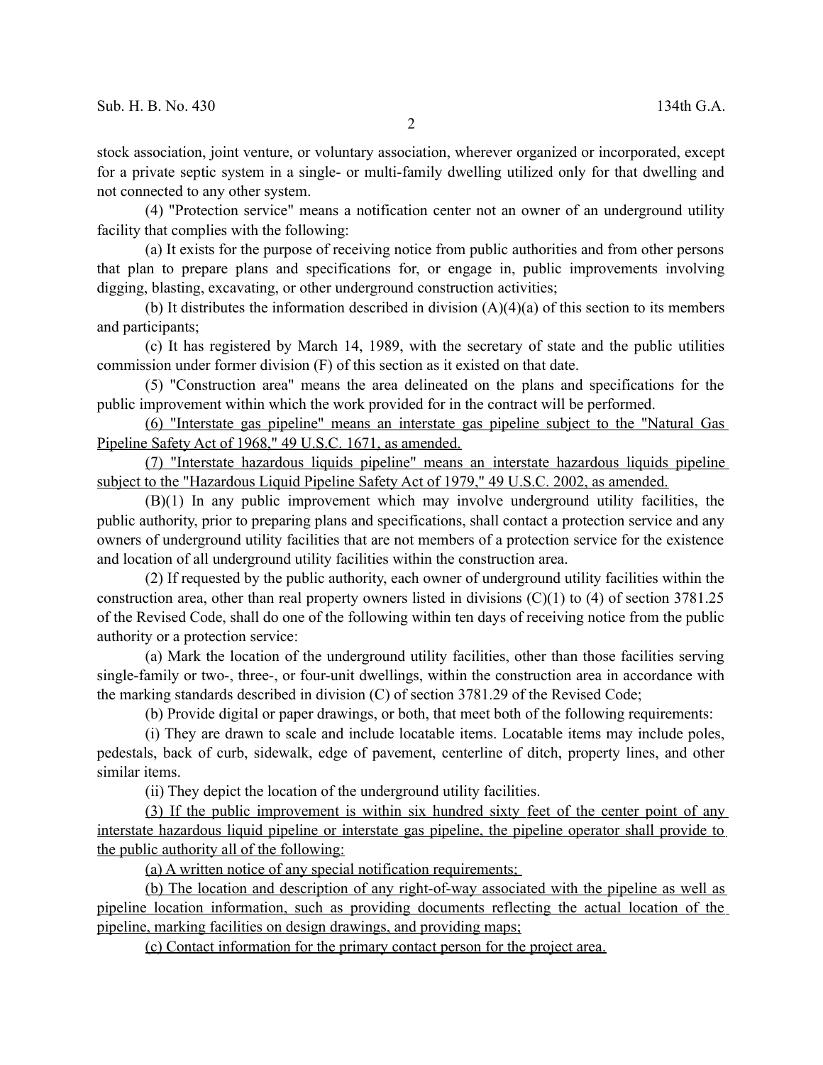stock association, joint venture, or voluntary association, wherever organized or incorporated, except for a private septic system in a single- or multi-family dwelling utilized only for that dwelling and not connected to any other system.

(4) "Protection service" means a notification center not an owner of an underground utility facility that complies with the following:

(a) It exists for the purpose of receiving notice from public authorities and from other persons that plan to prepare plans and specifications for, or engage in, public improvements involving digging, blasting, excavating, or other underground construction activities;

(b) It distributes the information described in division (A)(4)(a) of this section to its members and participants;

(c) It has registered by March 14, 1989, with the secretary of state and the public utilities commission under former division (F) of this section as it existed on that date.

(5) "Construction area" means the area delineated on the plans and specifications for the public improvement within which the work provided for in the contract will be performed.

<u>(6) "Interstate gas pipeline" means an interstate gas pipeline subject to the "Natural Gas Pipeline Safety Act of 1968," 49 U.S.C. 1671, as amended.</u>

<u>(7) "Interstate hazardous liquids pipeline" means an interstate hazardous liquids pipeline subject to the "Hazardous Liquid Pipeline Safety Act of 1979," 49 U.S.C. 2002, as amended.</u>

(B)(1) In any public improvement which may involve underground utility facilities, the public authority, prior to preparing plans and specifications, shall contact a protection service and any owners of underground utility facilities that are not members of a protection service for the existence and location of all underground utility facilities within the construction area.

(2) If requested by the public authority, each owner of underground utility facilities within the construction area, other than real property owners listed in divisions (C)(1) to (4) of section 3781.25 of the Revised Code, shall do one of the following within ten days of receiving notice from the public authority or a protection service:

(a) Mark the location of the underground utility facilities, other than those facilities serving single-family or two-, three-, or four-unit dwellings, within the construction area in accordance with the marking standards described in division (C) of section 3781.29 of the Revised Code;

(b) Provide digital or paper drawings, or both, that meet both of the following requirements:

(i) They are drawn to scale and include locatable items. Locatable items may include poles, pedestals, back of curb, sidewalk, edge of pavement, centerline of ditch, property lines, and other similar items.

(ii) They depict the location of the underground utility facilities.

<u>(3) If the public improvement is within six hundred sixty feet of the center point of any interstate hazardous liquid pipeline or interstate gas pipeline, the pipeline operator shall provide to the public authority all of the following:</u>

<u>(a) A written notice of any special notification requirements;</u>

<u>(b) The location and description of any right-of-way associated with the pipeline as well as pipeline location information, such as providing documents reflecting the actual location of the pipeline, marking facilities on design drawings, and providing maps;</u>

<u>(c) Contact information for the primary contact person for the project area.</u>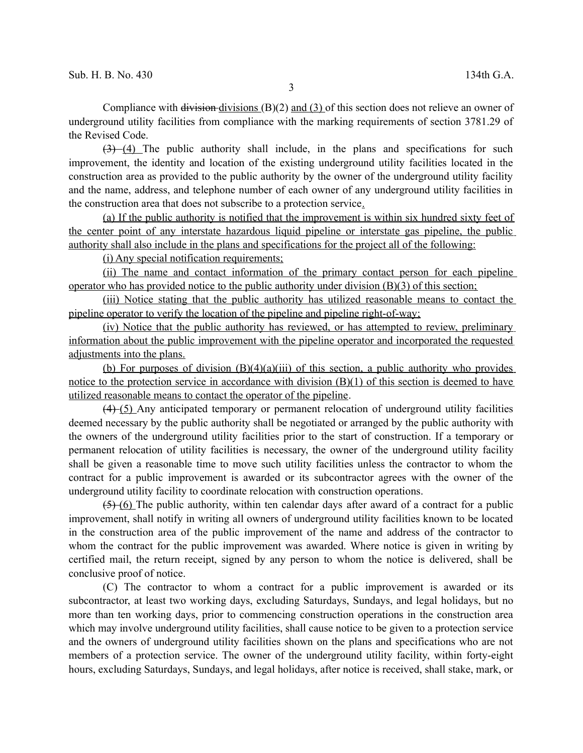Compliance with ~~division~~ divisions (B)(2) and (3) of this section does not relieve an owner of underground utility facilities from compliance with the marking requirements of section 3781.29 of the Revised Code.

~~(3)~~ (4) The public authority shall include, in the plans and specifications for such improvement, the identity and location of the existing underground utility facilities located in the construction area as provided to the public authority by the owner of the underground utility facility and the name, address, and telephone number of each owner of any underground utility facilities in the construction area that does not subscribe to a protection service.

(a) If the public authority is notified that the improvement is within six hundred sixty feet of the center point of any interstate hazardous liquid pipeline or interstate gas pipeline, the public authority shall also include in the plans and specifications for the project all of the following:

(i) Any special notification requirements;

(ii) The name and contact information of the primary contact person for each pipeline operator who has provided notice to the public authority under division (B)(3) of this section;

(iii) Notice stating that the public authority has utilized reasonable means to contact the pipeline operator to verify the location of the pipeline and pipeline right-of-way;

(iv) Notice that the public authority has reviewed, or has attempted to review, preliminary information about the public improvement with the pipeline operator and incorporated the requested adjustments into the plans.

(b) For purposes of division (B)(4)(a)(iii) of this section, a public authority who provides notice to the protection service in accordance with division (B)(1) of this section is deemed to have utilized reasonable means to contact the operator of the pipeline.

~~(4)~~ (5) Any anticipated temporary or permanent relocation of underground utility facilities deemed necessary by the public authority shall be negotiated or arranged by the public authority with the owners of the underground utility facilities prior to the start of construction. If a temporary or permanent relocation of utility facilities is necessary, the owner of the underground utility facility shall be given a reasonable time to move such utility facilities unless the contractor to whom the contract for a public improvement is awarded or its subcontractor agrees with the owner of the underground utility facility to coordinate relocation with construction operations.

~~(5)~~ (6) The public authority, within ten calendar days after award of a contract for a public improvement, shall notify in writing all owners of underground utility facilities known to be located in the construction area of the public improvement of the name and address of the contractor to whom the contract for the public improvement was awarded. Where notice is given in writing by certified mail, the return receipt, signed by any person to whom the notice is delivered, shall be conclusive proof of notice.

(C) The contractor to whom a contract for a public improvement is awarded or its subcontractor, at least two working days, excluding Saturdays, Sundays, and legal holidays, but no more than ten working days, prior to commencing construction operations in the construction area which may involve underground utility facilities, shall cause notice to be given to a protection service and the owners of underground utility facilities shown on the plans and specifications who are not members of a protection service. The owner of the underground utility facility, within forty-eight hours, excluding Saturdays, Sundays, and legal holidays, after notice is received, shall stake, mark, or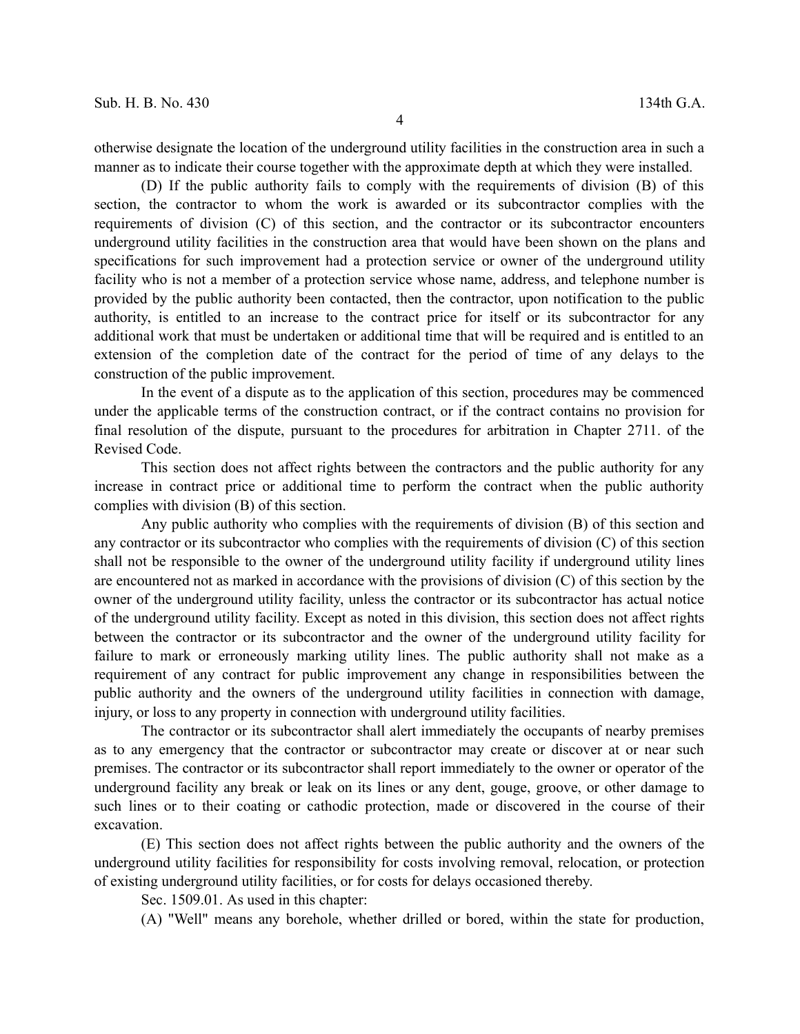otherwise designate the location of the underground utility facilities in the construction area in such a manner as to indicate their course together with the approximate depth at which they were installed.

(D) If the public authority fails to comply with the requirements of division (B) of this section, the contractor to whom the work is awarded or its subcontractor complies with the requirements of division (C) of this section, and the contractor or its subcontractor encounters underground utility facilities in the construction area that would have been shown on the plans and specifications for such improvement had a protection service or owner of the underground utility facility who is not a member of a protection service whose name, address, and telephone number is provided by the public authority been contacted, then the contractor, upon notification to the public authority, is entitled to an increase to the contract price for itself or its subcontractor for any additional work that must be undertaken or additional time that will be required and is entitled to an extension of the completion date of the contract for the period of time of any delays to the construction of the public improvement.

In the event of a dispute as to the application of this section, procedures may be commenced under the applicable terms of the construction contract, or if the contract contains no provision for final resolution of the dispute, pursuant to the procedures for arbitration in Chapter 2711. of the Revised Code.

This section does not affect rights between the contractors and the public authority for any increase in contract price or additional time to perform the contract when the public authority complies with division (B) of this section.

Any public authority who complies with the requirements of division (B) of this section and any contractor or its subcontractor who complies with the requirements of division (C) of this section shall not be responsible to the owner of the underground utility facility if underground utility lines are encountered not as marked in accordance with the provisions of division (C) of this section by the owner of the underground utility facility, unless the contractor or its subcontractor has actual notice of the underground utility facility. Except as noted in this division, this section does not affect rights between the contractor or its subcontractor and the owner of the underground utility facility for failure to mark or erroneously marking utility lines. The public authority shall not make as a requirement of any contract for public improvement any change in responsibilities between the public authority and the owners of the underground utility facilities in connection with damage, injury, or loss to any property in connection with underground utility facilities.

The contractor or its subcontractor shall alert immediately the occupants of nearby premises as to any emergency that the contractor or subcontractor may create or discover at or near such premises. The contractor or its subcontractor shall report immediately to the owner or operator of the underground facility any break or leak on its lines or any dent, gouge, groove, or other damage to such lines or to their coating or cathodic protection, made or discovered in the course of their excavation.

(E) This section does not affect rights between the public authority and the owners of the underground utility facilities for responsibility for costs involving removal, relocation, or protection of existing underground utility facilities, or for costs for delays occasioned thereby.

Sec. 1509.01. As used in this chapter:

(A) "Well" means any borehole, whether drilled or bored, within the state for production,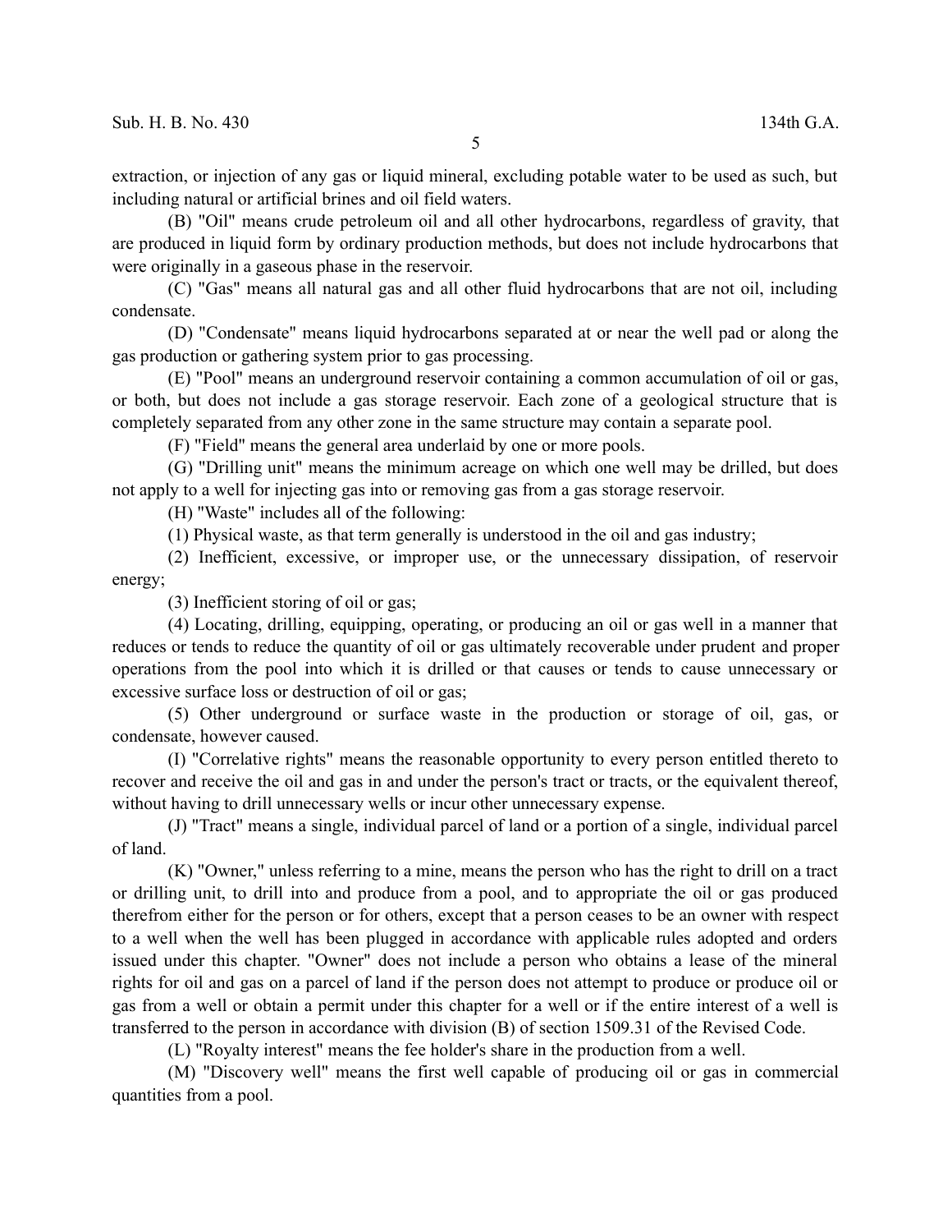extraction, or injection of any gas or liquid mineral, excluding potable water to be used as such, but including natural or artificial brines and oil field waters.

(B) "Oil" means crude petroleum oil and all other hydrocarbons, regardless of gravity, that are produced in liquid form by ordinary production methods, but does not include hydrocarbons that were originally in a gaseous phase in the reservoir.

(C) "Gas" means all natural gas and all other fluid hydrocarbons that are not oil, including condensate.

(D) "Condensate" means liquid hydrocarbons separated at or near the well pad or along the gas production or gathering system prior to gas processing.

(E) "Pool" means an underground reservoir containing a common accumulation of oil or gas, or both, but does not include a gas storage reservoir. Each zone of a geological structure that is completely separated from any other zone in the same structure may contain a separate pool.

(F) "Field" means the general area underlaid by one or more pools.

(G) "Drilling unit" means the minimum acreage on which one well may be drilled, but does not apply to a well for injecting gas into or removing gas from a gas storage reservoir.

(H) "Waste" includes all of the following:

(1) Physical waste, as that term generally is understood in the oil and gas industry;

(2) Inefficient, excessive, or improper use, or the unnecessary dissipation, of reservoir energy;

(3) Inefficient storing of oil or gas;

(4) Locating, drilling, equipping, operating, or producing an oil or gas well in a manner that reduces or tends to reduce the quantity of oil or gas ultimately recoverable under prudent and proper operations from the pool into which it is drilled or that causes or tends to cause unnecessary or excessive surface loss or destruction of oil or gas;

(5) Other underground or surface waste in the production or storage of oil, gas, or condensate, however caused.

(I) "Correlative rights" means the reasonable opportunity to every person entitled thereto to recover and receive the oil and gas in and under the person's tract or tracts, or the equivalent thereof, without having to drill unnecessary wells or incur other unnecessary expense.

(J) "Tract" means a single, individual parcel of land or a portion of a single, individual parcel of land.

(K) "Owner," unless referring to a mine, means the person who has the right to drill on a tract or drilling unit, to drill into and produce from a pool, and to appropriate the oil or gas produced therefrom either for the person or for others, except that a person ceases to be an owner with respect to a well when the well has been plugged in accordance with applicable rules adopted and orders issued under this chapter. "Owner" does not include a person who obtains a lease of the mineral rights for oil and gas on a parcel of land if the person does not attempt to produce or produce oil or gas from a well or obtain a permit under this chapter for a well or if the entire interest of a well is transferred to the person in accordance with division (B) of section 1509.31 of the Revised Code.

(L) "Royalty interest" means the fee holder's share in the production from a well.

(M) "Discovery well" means the first well capable of producing oil or gas in commercial quantities from a pool.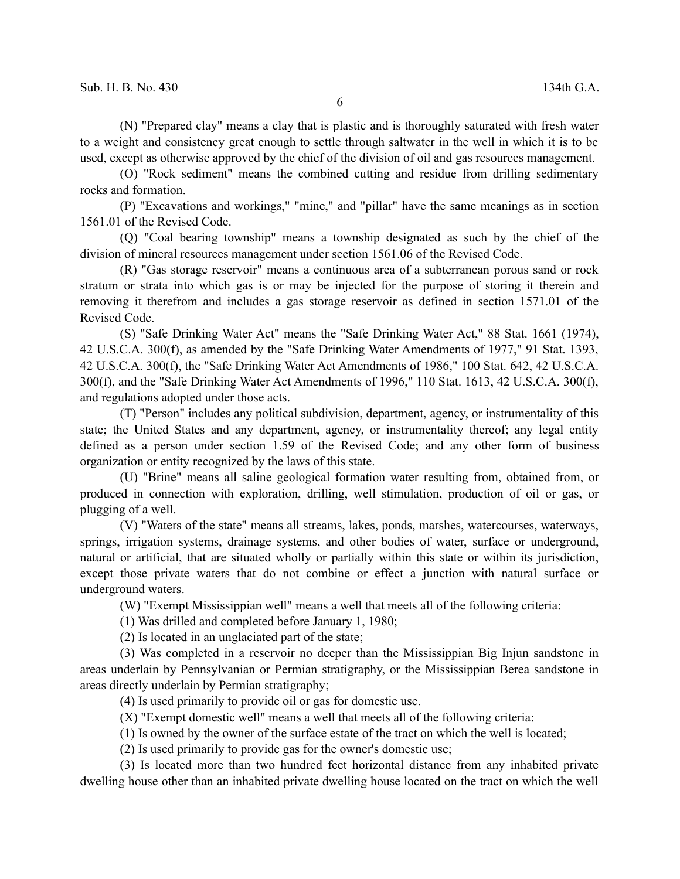(N) "Prepared clay" means a clay that is plastic and is thoroughly saturated with fresh water to a weight and consistency great enough to settle through saltwater in the well in which it is to be used, except as otherwise approved by the chief of the division of oil and gas resources management.

(O) "Rock sediment" means the combined cutting and residue from drilling sedimentary rocks and formation.

(P) "Excavations and workings," "mine," and "pillar" have the same meanings as in section 1561.01 of the Revised Code.

(Q) "Coal bearing township" means a township designated as such by the chief of the division of mineral resources management under section 1561.06 of the Revised Code.

(R) "Gas storage reservoir" means a continuous area of a subterranean porous sand or rock stratum or strata into which gas is or may be injected for the purpose of storing it therein and removing it therefrom and includes a gas storage reservoir as defined in section 1571.01 of the Revised Code.

(S) "Safe Drinking Water Act" means the "Safe Drinking Water Act," 88 Stat. 1661 (1974), 42 U.S.C.A. 300(f), as amended by the "Safe Drinking Water Amendments of 1977," 91 Stat. 1393, 42 U.S.C.A. 300(f), the "Safe Drinking Water Act Amendments of 1986," 100 Stat. 642, 42 U.S.C.A. 300(f), and the "Safe Drinking Water Act Amendments of 1996," 110 Stat. 1613, 42 U.S.C.A. 300(f), and regulations adopted under those acts.

(T) "Person" includes any political subdivision, department, agency, or instrumentality of this state; the United States and any department, agency, or instrumentality thereof; any legal entity defined as a person under section 1.59 of the Revised Code; and any other form of business organization or entity recognized by the laws of this state.

(U) "Brine" means all saline geological formation water resulting from, obtained from, or produced in connection with exploration, drilling, well stimulation, production of oil or gas, or plugging of a well.

(V) "Waters of the state" means all streams, lakes, ponds, marshes, watercourses, waterways, springs, irrigation systems, drainage systems, and other bodies of water, surface or underground, natural or artificial, that are situated wholly or partially within this state or within its jurisdiction, except those private waters that do not combine or effect a junction with natural surface or underground waters.

(W) "Exempt Mississippian well" means a well that meets all of the following criteria:

(1) Was drilled and completed before January 1, 1980;

(2) Is located in an unglaciated part of the state;

(3) Was completed in a reservoir no deeper than the Mississippian Big Injun sandstone in areas underlain by Pennsylvanian or Permian stratigraphy, or the Mississippian Berea sandstone in areas directly underlain by Permian stratigraphy;

(4) Is used primarily to provide oil or gas for domestic use.

(X) "Exempt domestic well" means a well that meets all of the following criteria:

(1) Is owned by the owner of the surface estate of the tract on which the well is located;

(2) Is used primarily to provide gas for the owner's domestic use;

(3) Is located more than two hundred feet horizontal distance from any inhabited private dwelling house other than an inhabited private dwelling house located on the tract on which the well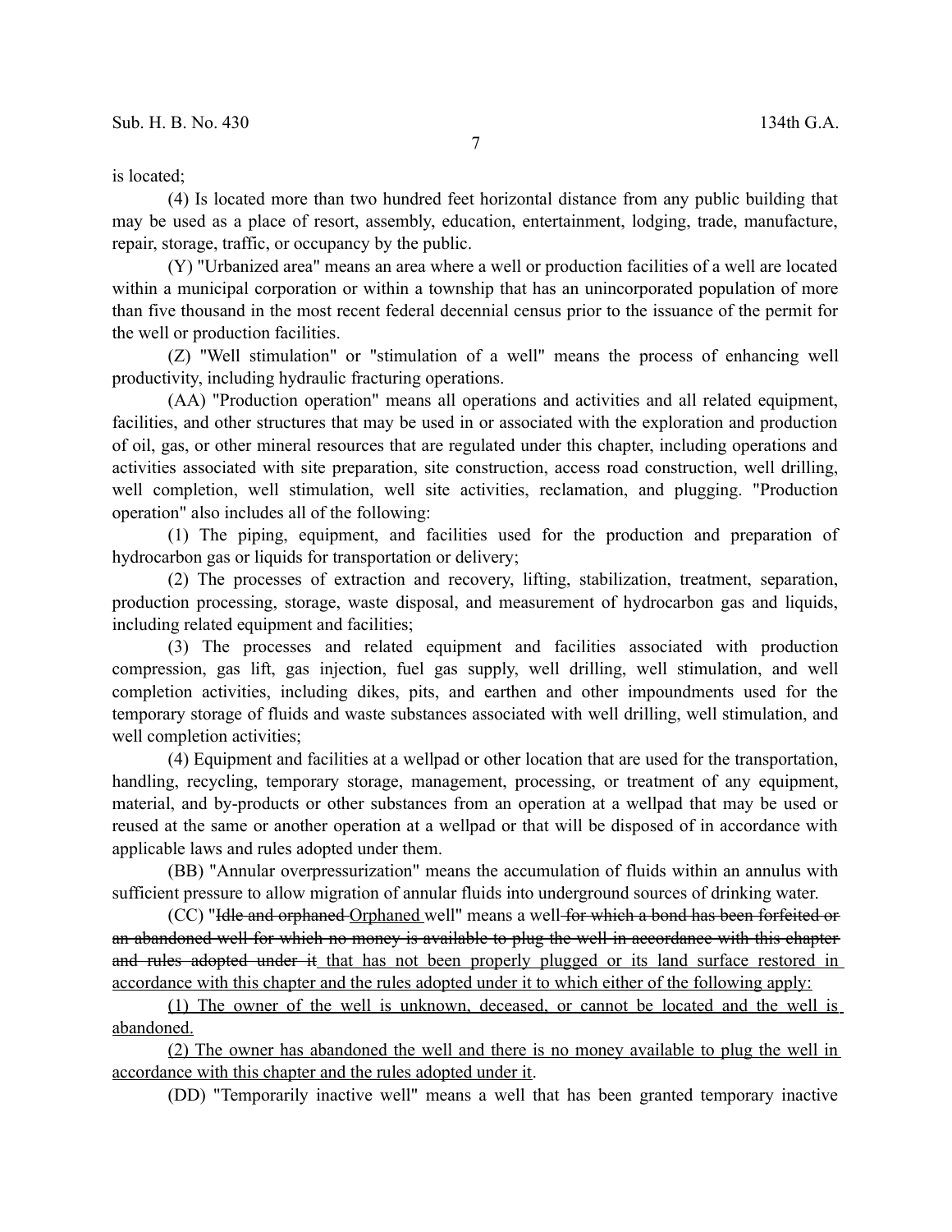is located;

(4) Is located more than two hundred feet horizontal distance from any public building that may be used as a place of resort, assembly, education, entertainment, lodging, trade, manufacture, repair, storage, traffic, or occupancy by the public.

(Y) "Urbanized area" means an area where a well or production facilities of a well are located within a municipal corporation or within a township that has an unincorporated population of more than five thousand in the most recent federal decennial census prior to the issuance of the permit for the well or production facilities.

(Z) "Well stimulation" or "stimulation of a well" means the process of enhancing well productivity, including hydraulic fracturing operations.

(AA) "Production operation" means all operations and activities and all related equipment, facilities, and other structures that may be used in or associated with the exploration and production of oil, gas, or other mineral resources that are regulated under this chapter, including operations and activities associated with site preparation, site construction, access road construction, well drilling, well completion, well stimulation, well site activities, reclamation, and plugging. "Production operation" also includes all of the following:

(1) The piping, equipment, and facilities used for the production and preparation of hydrocarbon gas or liquids for transportation or delivery;

(2) The processes of extraction and recovery, lifting, stabilization, treatment, separation, production processing, storage, waste disposal, and measurement of hydrocarbon gas and liquids, including related equipment and facilities;

(3) The processes and related equipment and facilities associated with production compression, gas lift, gas injection, fuel gas supply, well drilling, well stimulation, and well completion activities, including dikes, pits, and earthen and other impoundments used for the temporary storage of fluids and waste substances associated with well drilling, well stimulation, and well completion activities;

(4) Equipment and facilities at a wellpad or other location that are used for the transportation, handling, recycling, temporary storage, management, processing, or treatment of any equipment, material, and by-products or other substances from an operation at a wellpad that may be used or reused at the same or another operation at a wellpad or that will be disposed of in accordance with applicable laws and rules adopted under them.

(BB) "Annular overpressurization" means the accumulation of fluids within an annulus with sufficient pressure to allow migration of annular fluids into underground sources of drinking water.

(CC) "~~Idle and orphaned~~ <u>Orphaned</u> well" means a well ~~for which a bond has been forfeited or an abandoned well for which no money is available to plug the well in accordance with this chapter and rules adopted under it~~ <u>that has not been properly plugged or its land surface restored in accordance with this chapter and the rules adopted under it to which either of the following apply:</u>

<u>(1) The owner of the well is unknown, deceased, or cannot be located and the well is abandoned.</u>

<u>(2) The owner has abandoned the well and there is no money available to plug the well in accordance with this chapter and the rules adopted under it</u>.

(DD) "Temporarily inactive well" means a well that has been granted temporary inactive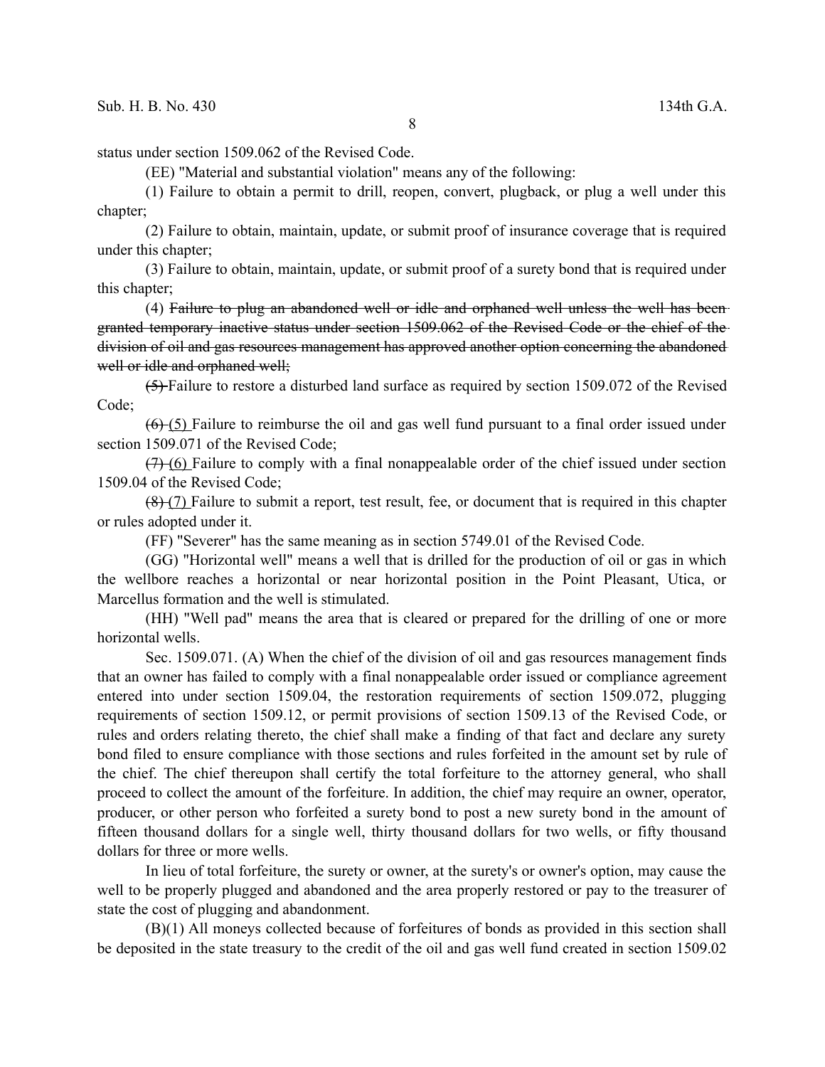status under section 1509.062 of the Revised Code.

(EE) "Material and substantial violation" means any of the following:

(1) Failure to obtain a permit to drill, reopen, convert, plugback, or plug a well under this chapter;

(2) Failure to obtain, maintain, update, or submit proof of insurance coverage that is required under this chapter;

(3) Failure to obtain, maintain, update, or submit proof of a surety bond that is required under this chapter;

(4) ~~Failure to plug an abandoned well or idle and orphaned well unless the well has been granted temporary inactive status under section 1509.062 of the Revised Code or the chief of the division of oil and gas resources management has approved another option concerning the abandoned well or idle and orphaned well;~~

~~(5)~~ Failure to restore a disturbed land surface as required by section 1509.072 of the Revised Code;

~~(6)~~ (5) Failure to reimburse the oil and gas well fund pursuant to a final order issued under section 1509.071 of the Revised Code;

~~(7)~~ (6) Failure to comply with a final nonappealable order of the chief issued under section 1509.04 of the Revised Code;

~~(8)~~ (7) Failure to submit a report, test result, fee, or document that is required in this chapter or rules adopted under it.

(FF) "Severer" has the same meaning as in section 5749.01 of the Revised Code.

(GG) "Horizontal well" means a well that is drilled for the production of oil or gas in which the wellbore reaches a horizontal or near horizontal position in the Point Pleasant, Utica, or Marcellus formation and the well is stimulated.

(HH) "Well pad" means the area that is cleared or prepared for the drilling of one or more horizontal wells.

Sec. 1509.071. (A) When the chief of the division of oil and gas resources management finds that an owner has failed to comply with a final nonappealable order issued or compliance agreement entered into under section 1509.04, the restoration requirements of section 1509.072, plugging requirements of section 1509.12, or permit provisions of section 1509.13 of the Revised Code, or rules and orders relating thereto, the chief shall make a finding of that fact and declare any surety bond filed to ensure compliance with those sections and rules forfeited in the amount set by rule of the chief. The chief thereupon shall certify the total forfeiture to the attorney general, who shall proceed to collect the amount of the forfeiture. In addition, the chief may require an owner, operator, producer, or other person who forfeited a surety bond to post a new surety bond in the amount of fifteen thousand dollars for a single well, thirty thousand dollars for two wells, or fifty thousand dollars for three or more wells.

In lieu of total forfeiture, the surety or owner, at the surety's or owner's option, may cause the well to be properly plugged and abandoned and the area properly restored or pay to the treasurer of state the cost of plugging and abandonment.

(B)(1) All moneys collected because of forfeitures of bonds as provided in this section shall be deposited in the state treasury to the credit of the oil and gas well fund created in section 1509.02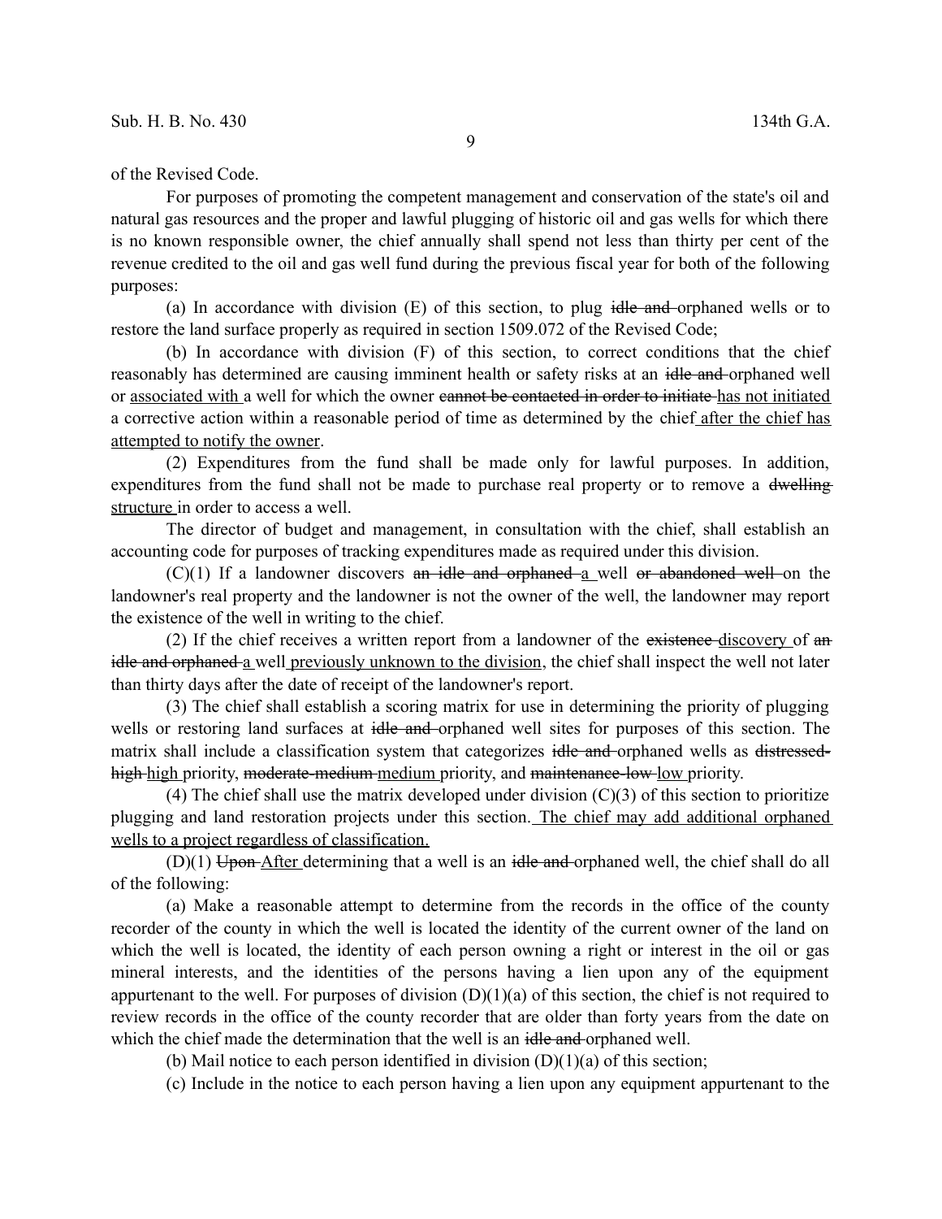of the Revised Code.

For purposes of promoting the competent management and conservation of the state's oil and natural gas resources and the proper and lawful plugging of historic oil and gas wells for which there is no known responsible owner, the chief annually shall spend not less than thirty per cent of the revenue credited to the oil and gas well fund during the previous fiscal year for both of the following purposes:

(a) In accordance with division (E) of this section, to plug ~~idle and~~ orphaned wells or to restore the land surface properly as required in section 1509.072 of the Revised Code;

(b) In accordance with division (F) of this section, to correct conditions that the chief reasonably has determined are causing imminent health or safety risks at an ~~idle and~~ orphaned well or <u>associated with</u> a well for which the owner ~~cannot be contacted in order to initiate~~ <u>has not initiated</u> a corrective action within a reasonable period of time as determined by the chief <u>after the chief has attempted to notify the owner</u>.

(2) Expenditures from the fund shall be made only for lawful purposes. In addition, expenditures from the fund shall not be made to purchase real property or to remove a ~~dwelling~~ <u>structure</u> in order to access a well.

The director of budget and management, in consultation with the chief, shall establish an accounting code for purposes of tracking expenditures made as required under this division.

(C)(1) If a landowner discovers ~~an idle and orphaned~~ <u>a</u> well ~~or abandoned well~~ on the landowner's real property and the landowner is not the owner of the well, the landowner may report the existence of the well in writing to the chief.

(2) If the chief receives a written report from a landowner of the ~~existence~~ <u>discovery</u> of ~~an idle and orphaned~~ <u>a</u> well <u>previously unknown to the division</u>, the chief shall inspect the well not later than thirty days after the date of receipt of the landowner's report.

(3) The chief shall establish a scoring matrix for use in determining the priority of plugging wells or restoring land surfaces at ~~idle and~~ orphaned well sites for purposes of this section. The matrix shall include a classification system that categorizes ~~idle and~~ orphaned wells as ~~distressed-high~~ <u>high</u> priority, ~~moderate-medium~~ <u>medium</u> priority, and ~~maintenance-low~~ <u>low</u> priority.

(4) The chief shall use the matrix developed under division (C)(3) of this section to prioritize plugging and land restoration projects under this section. <u>The chief may add additional orphaned wells to a project regardless of classification.</u>

(D)(1) ~~Upon~~ <u>After</u> determining that a well is an ~~idle and~~ orphaned well, the chief shall do all of the following:

(a) Make a reasonable attempt to determine from the records in the office of the county recorder of the county in which the well is located the identity of the current owner of the land on which the well is located, the identity of each person owning a right or interest in the oil or gas mineral interests, and the identities of the persons having a lien upon any of the equipment appurtenant to the well. For purposes of division (D)(1)(a) of this section, the chief is not required to review records in the office of the county recorder that are older than forty years from the date on which the chief made the determination that the well is an ~~idle and~~ orphaned well.

(b) Mail notice to each person identified in division (D)(1)(a) of this section;

(c) Include in the notice to each person having a lien upon any equipment appurtenant to the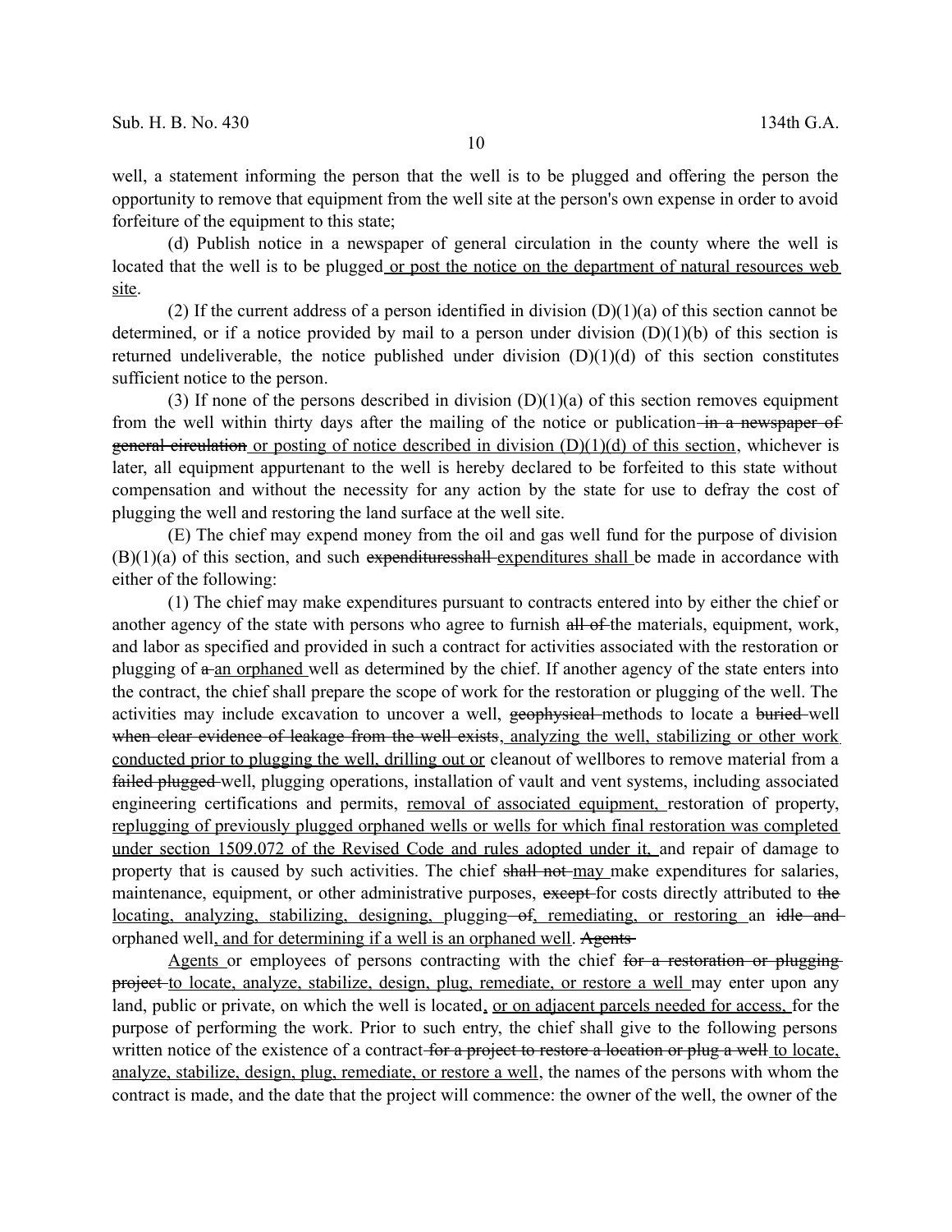well, a statement informing the person that the well is to be plugged and offering the person the opportunity to remove that equipment from the well site at the person's own expense in order to avoid forfeiture of the equipment to this state;

(d) Publish notice in a newspaper of general circulation in the county where the well is located that the well is to be plugged<u> or post the notice on the department of natural resources web site</u>.

(2) If the current address of a person identified in division (D)(1)(a) of this section cannot be determined, or if a notice provided by mail to a person under division (D)(1)(b) of this section is returned undeliverable, the notice published under division (D)(1)(d) of this section constitutes sufficient notice to the person.

(3) If none of the persons described in division (D)(1)(a) of this section removes equipment from the well within thirty days after the mailing of the notice or publication~~ in a newspaper of general circulation~~<u> or posting of notice described in division (D)(1)(d) of this section</u>, whichever is later, all equipment appurtenant to the well is hereby declared to be forfeited to this state without compensation and without the necessity for any action by the state for use to defray the cost of plugging the well and restoring the land surface at the well site.

(E) The chief may expend money from the oil and gas well fund for the purpose of division (B)(1)(a) of this section, and such ~~expendituresshall ~~<u>expenditures shall </u>be made in accordance with either of the following:

(1) The chief may make expenditures pursuant to contracts entered into by either the chief or another agency of the state with persons who agree to furnish ~~all of ~~the materials, equipment, work, and labor as specified and provided in such a contract for activities associated with the restoration or plugging of ~~a ~~<u>an orphaned </u>well as determined by the chief. If another agency of the state enters into the contract, the chief shall prepare the scope of work for the restoration or plugging of the well. The activities may include excavation to uncover a well, ~~geophysical ~~methods to locate a ~~buried ~~well ~~when clear evidence of leakage from the well exists~~<u>, analyzing the well, stabilizing or other work conducted prior to plugging the well, drilling out or</u> cleanout of wellbores to remove material from a ~~failed plugged ~~well, plugging operations, installation of vault and vent systems, including associated engineering certifications and permits, <u>removal of associated equipment, </u>restoration of property, <u>replugging of previously plugged orphaned wells or wells for which final restoration was completed under section 1509.072 of the Revised Code and rules adopted under it, </u>and repair of damage to property that is caused by such activities. The chief ~~shall not ~~<u>may </u>make expenditures for salaries, maintenance, equipment, or other administrative purposes, ~~except ~~for costs directly attributed to ~~the~~ <u>locating, analyzing, stabilizing, designing, </u>plugging~~ of~~<u>, remediating, or restoring </u>an ~~idle and~~ orphaned well<u>, and for determining if a well is an orphaned well</u>. ~~Agents~~

<u>Agents </u>or employees of persons contracting with the chief ~~for a restoration or plugging project ~~<u>to locate, analyze, stabilize, design, plug, remediate, or restore a well </u>may enter upon any land, public or private, on which the well is located<u>, or on adjacent parcels needed for access, </u>for the purpose of performing the work. Prior to such entry, the chief shall give to the following persons written notice of the existence of a contract~~ for a project to restore a location or plug a well~~<u> to locate, analyze, stabilize, design, plug, remediate, or restore a well</u>, the names of the persons with whom the contract is made, and the date that the project will commence: the owner of the well, the owner of the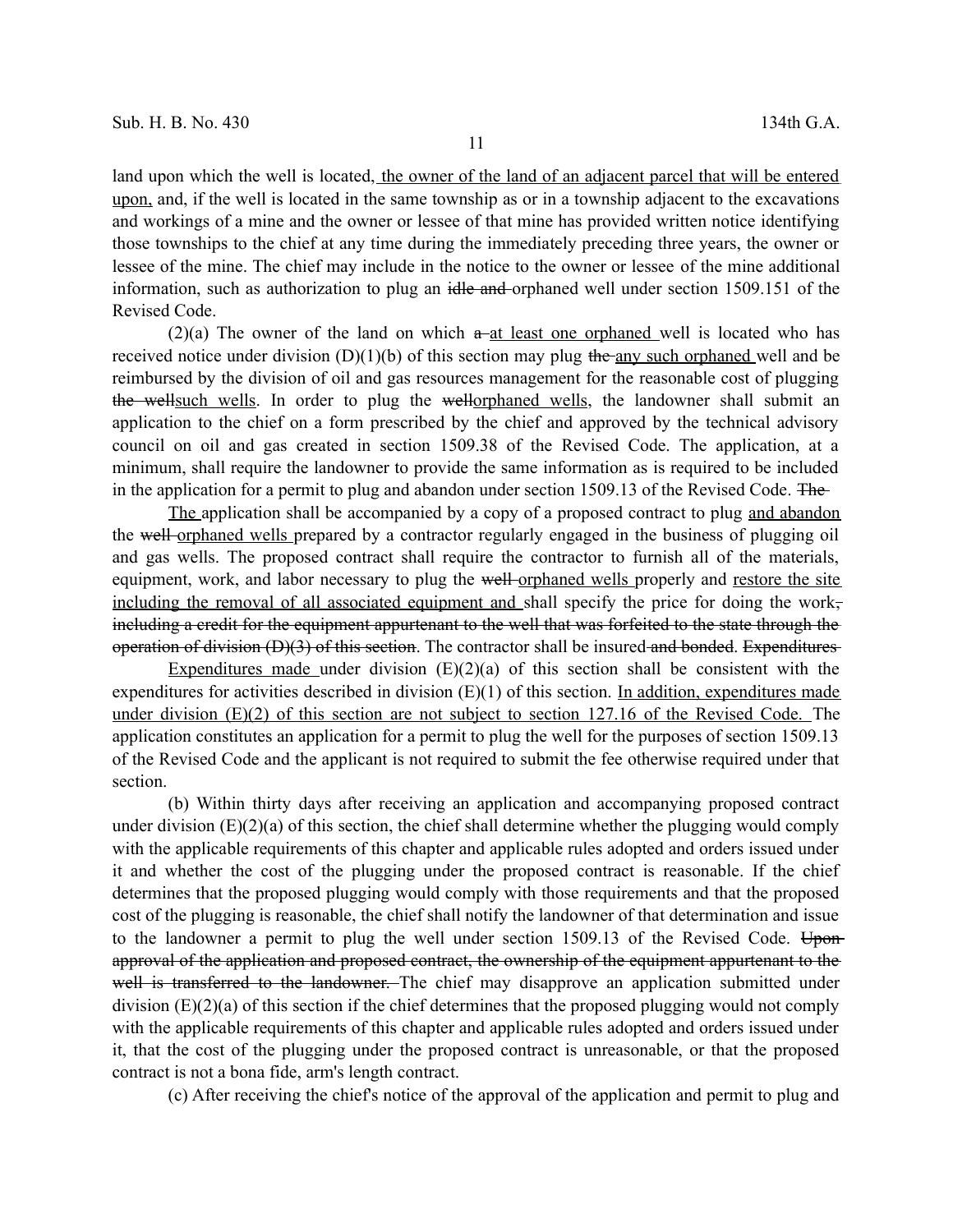land upon which the well is located, the owner of the land of an adjacent parcel that will be entered upon, and, if the well is located in the same township as or in a township adjacent to the excavations and workings of a mine and the owner or lessee of that mine has provided written notice identifying those townships to the chief at any time during the immediately preceding three years, the owner or lessee of the mine. The chief may include in the notice to the owner or lessee of the mine additional information, such as authorization to plug an ~~idle and~~ orphaned well under section 1509.151 of the Revised Code.

(2)(a) The owner of the land on which ~~a~~ at least one orphaned well is located who has received notice under division (D)(1)(b) of this section may plug ~~the~~ any such orphaned well and be reimbursed by the division of oil and gas resources management for the reasonable cost of plugging ~~the well~~such wells. In order to plug the ~~well~~orphaned wells, the landowner shall submit an application to the chief on a form prescribed by the chief and approved by the technical advisory council on oil and gas created in section 1509.38 of the Revised Code. The application, at a minimum, shall require the landowner to provide the same information as is required to be included in the application for a permit to plug and abandon under section 1509.13 of the Revised Code. ~~The~~

The application shall be accompanied by a copy of a proposed contract to plug and abandon the ~~well~~ orphaned wells prepared by a contractor regularly engaged in the business of plugging oil and gas wells. The proposed contract shall require the contractor to furnish all of the materials, equipment, work, and labor necessary to plug the ~~well~~ orphaned wells properly and restore the site including the removal of all associated equipment and shall specify the price for doing the work~~, including a credit for the equipment appurtenant to the well that was forfeited to the state through the operation of division (D)(3) of this section~~. The contractor shall be insured ~~and bonded~~. ~~Expenditures~~

Expenditures made under division (E)(2)(a) of this section shall be consistent with the expenditures for activities described in division (E)(1) of this section. In addition, expenditures made under division (E)(2) of this section are not subject to section 127.16 of the Revised Code. The application constitutes an application for a permit to plug the well for the purposes of section 1509.13 of the Revised Code and the applicant is not required to submit the fee otherwise required under that section.

(b) Within thirty days after receiving an application and accompanying proposed contract under division (E)(2)(a) of this section, the chief shall determine whether the plugging would comply with the applicable requirements of this chapter and applicable rules adopted and orders issued under it and whether the cost of the plugging under the proposed contract is reasonable. If the chief determines that the proposed plugging would comply with those requirements and that the proposed cost of the plugging is reasonable, the chief shall notify the landowner of that determination and issue to the landowner a permit to plug the well under section 1509.13 of the Revised Code. ~~Upon approval of the application and proposed contract, the ownership of the equipment appurtenant to the well is transferred to the landowner.~~ The chief may disapprove an application submitted under division (E)(2)(a) of this section if the chief determines that the proposed plugging would not comply with the applicable requirements of this chapter and applicable rules adopted and orders issued under it, that the cost of the plugging under the proposed contract is unreasonable, or that the proposed contract is not a bona fide, arm's length contract.

(c) After receiving the chief's notice of the approval of the application and permit to plug and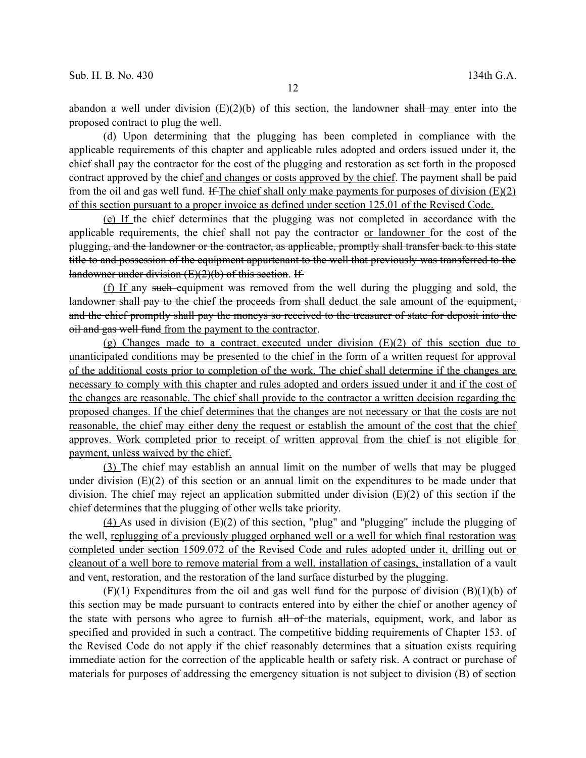abandon a well under division (E)(2)(b) of this section, the landowner ~~shall~~ <u>may</u> enter into the proposed contract to plug the well.

(d) Upon determining that the plugging has been completed in compliance with the applicable requirements of this chapter and applicable rules adopted and orders issued under it, the chief shall pay the contractor for the cost of the plugging and restoration as set forth in the proposed contract approved by the chief <u>and changes or costs approved by the chief</u>. The payment shall be paid from the oil and gas well fund. ~~If~~ <u>The chief shall only make payments for purposes of division (E)(2) of this section pursuant to a proper invoice as defined under section 125.01 of the Revised Code.</u>

<u>(e) If</u> the chief determines that the plugging was not completed in accordance with the applicable requirements, the chief shall not pay the contractor <u>or landowner</u> for the cost of the plugging~~, and the landowner or the contractor, as applicable, promptly shall transfer back to this state title to and possession of the equipment appurtenant to the well that previously was transferred to the landowner under division (E)(2)(b) of this section~~. ~~If~~

<u>(f) If</u> any ~~such~~ equipment was removed from the well during the plugging and sold, the ~~landowner shall pay to the~~ chief ~~the proceeds from~~ <u>shall deduct</u> the sale <u>amount</u> of the equipment~~, and the chief promptly shall pay the moneys so received to the treasurer of state for deposit into the oil and gas well fund~~ <u>from the payment to the contractor</u>.

<u>(g) Changes made to a contract executed under division (E)(2) of this section due to unanticipated conditions may be presented to the chief in the form of a written request for approval of the additional costs prior to completion of the work. The chief shall determine if the changes are necessary to comply with this chapter and rules adopted and orders issued under it and if the cost of the changes are reasonable. The chief shall provide to the contractor a written decision regarding the proposed changes. If the chief determines that the changes are not necessary or that the costs are not reasonable, the chief may either deny the request or establish the amount of the cost that the chief approves. Work completed prior to receipt of written approval from the chief is not eligible for payment, unless waived by the chief.</u>

<u>(3)</u> The chief may establish an annual limit on the number of wells that may be plugged under division (E)(2) of this section or an annual limit on the expenditures to be made under that division. The chief may reject an application submitted under division (E)(2) of this section if the chief determines that the plugging of other wells take priority.

<u>(4)</u> As used in division (E)(2) of this section, "plug" and "plugging" include the plugging of the well, <u>replugging of a previously plugged orphaned well or a well for which final restoration was completed under section 1509.072 of the Revised Code and rules adopted under it, drilling out or cleanout of a well bore to remove material from a well, installation of casings,</u> installation of a vault and vent, restoration, and the restoration of the land surface disturbed by the plugging.

(F)(1) Expenditures from the oil and gas well fund for the purpose of division (B)(1)(b) of this section may be made pursuant to contracts entered into by either the chief or another agency of the state with persons who agree to furnish ~~all of~~ the materials, equipment, work, and labor as specified and provided in such a contract. The competitive bidding requirements of Chapter 153. of the Revised Code do not apply if the chief reasonably determines that a situation exists requiring immediate action for the correction of the applicable health or safety risk. A contract or purchase of materials for purposes of addressing the emergency situation is not subject to division (B) of section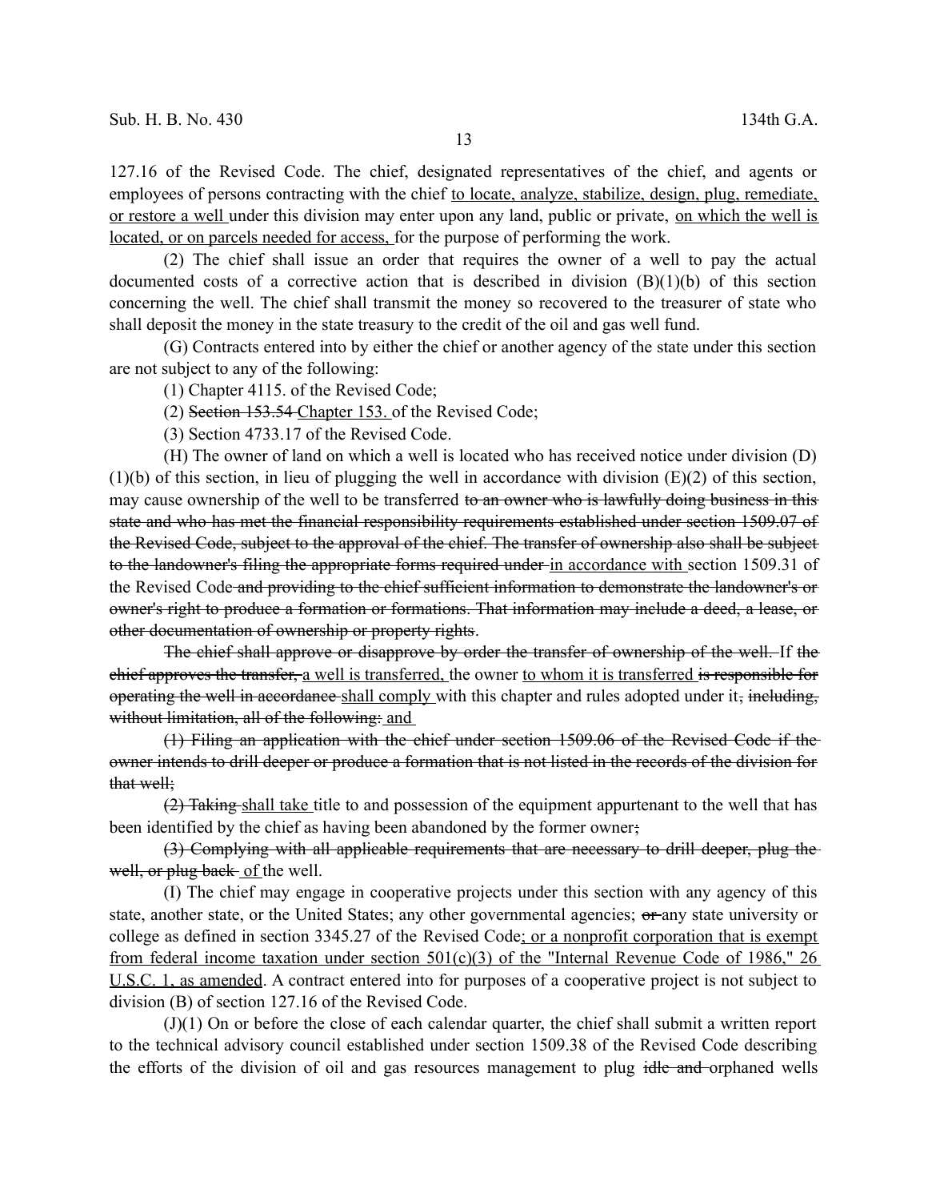127.16 of the Revised Code. The chief, designated representatives of the chief, and agents or employees of persons contracting with the chief <u>to locate, analyze, stabilize, design, plug, remediate, or restore a well</u> under this division may enter upon any land, public or private, <u>on which the well is located, or on parcels needed for access,</u> for the purpose of performing the work.

(2) The chief shall issue an order that requires the owner of a well to pay the actual documented costs of a corrective action that is described in division (B)(1)(b) of this section concerning the well. The chief shall transmit the money so recovered to the treasurer of state who shall deposit the money in the state treasury to the credit of the oil and gas well fund.

(G) Contracts entered into by either the chief or another agency of the state under this section are not subject to any of the following:

(1) Chapter 4115. of the Revised Code;

(2) ~~Section 153.54~~ <u>Chapter 153.</u> of the Revised Code;

(3) Section 4733.17 of the Revised Code.

(H) The owner of land on which a well is located who has received notice under division (D)(1)(b) of this section, in lieu of plugging the well in accordance with division (E)(2) of this section, may cause ownership of the well to be transferred ~~to an owner who is lawfully doing business in this state and who has met the financial responsibility requirements established under section 1509.07 of the Revised Code, subject to the approval of the chief. The transfer of ownership also shall be subject to the landowner's filing the appropriate forms required under~~ <u>in accordance with</u> section 1509.31 of the Revised Code ~~and providing to the chief sufficient information to demonstrate the landowner's or owner's right to produce a formation or formations. That information may include a deed, a lease, or other documentation of ownership or property rights~~.

~~The chief shall approve or disapprove by order the transfer of ownership of the well.~~ If ~~the chief approves the transfer,~~ <u>a well is transferred,</u> the owner <u>to whom it is transferred</u> ~~is responsible for operating the well in accordance~~ <u>shall comply</u> with this chapter and rules adopted under it~~, including, without limitation, all of the following:~~ <u>and</u>

~~(1) Filing an application with the chief under section 1509.06 of the Revised Code if the owner intends to drill deeper or produce a formation that is not listed in the records of the division for that well;~~

~~(2) Taking~~ <u>shall take</u> title to and possession of the equipment appurtenant to the well that has been identified by the chief as having been abandoned by the former owner~~;~~

~~(3) Complying with all applicable requirements that are necessary to drill deeper, plug the well, or plug back~~ <u>of</u> the well.

(I) The chief may engage in cooperative projects under this section with any agency of this state, another state, or the United States; any other governmental agencies; ~~or~~ any state university or college as defined in section 3345.27 of the Revised Code<u>; or a nonprofit corporation that is exempt from federal income taxation under section 501(c)(3) of the "Internal Revenue Code of 1986," 26 U.S.C. 1, as amended</u>. A contract entered into for purposes of a cooperative project is not subject to division (B) of section 127.16 of the Revised Code.

(J)(1) On or before the close of each calendar quarter, the chief shall submit a written report to the technical advisory council established under section 1509.38 of the Revised Code describing the efforts of the division of oil and gas resources management to plug ~~idle and~~ orphaned wells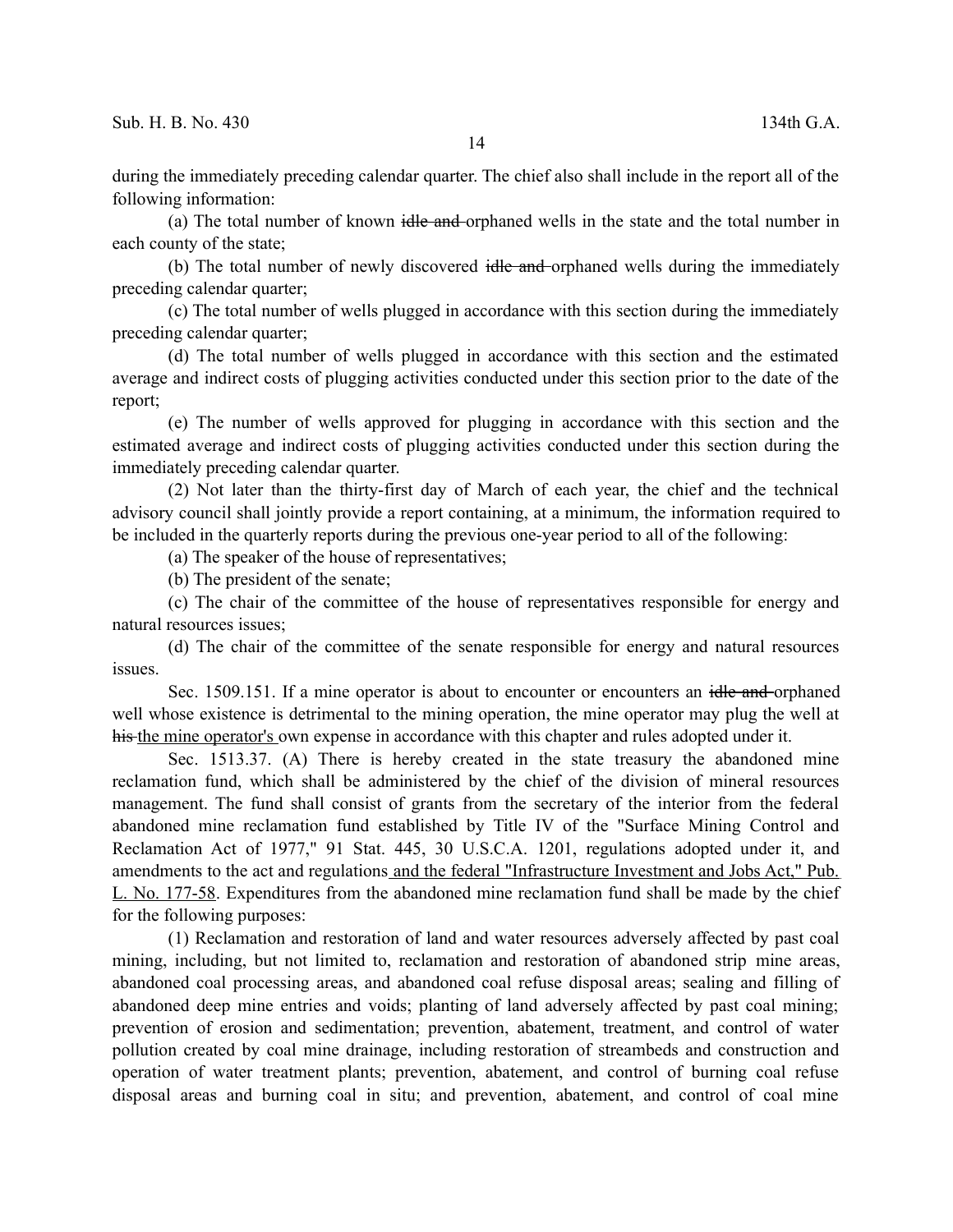during the immediately preceding calendar quarter. The chief also shall include in the report all of the following information:

(a) The total number of known ~~idle and~~ orphaned wells in the state and the total number in each county of the state;

(b) The total number of newly discovered ~~idle and~~ orphaned wells during the immediately preceding calendar quarter;

(c) The total number of wells plugged in accordance with this section during the immediately preceding calendar quarter;

(d) The total number of wells plugged in accordance with this section and the estimated average and indirect costs of plugging activities conducted under this section prior to the date of the report;

(e) The number of wells approved for plugging in accordance with this section and the estimated average and indirect costs of plugging activities conducted under this section during the immediately preceding calendar quarter.

(2) Not later than the thirty-first day of March of each year, the chief and the technical advisory council shall jointly provide a report containing, at a minimum, the information required to be included in the quarterly reports during the previous one-year period to all of the following:

(a) The speaker of the house of representatives;

(b) The president of the senate;

(c) The chair of the committee of the house of representatives responsible for energy and natural resources issues;

(d) The chair of the committee of the senate responsible for energy and natural resources issues.

Sec. 1509.151. If a mine operator is about to encounter or encounters an ~~idle and~~ orphaned well whose existence is detrimental to the mining operation, the mine operator may plug the well at ~~his~~ <u>the mine operator's</u> own expense in accordance with this chapter and rules adopted under it.

Sec. 1513.37. (A) There is hereby created in the state treasury the abandoned mine reclamation fund, which shall be administered by the chief of the division of mineral resources management. The fund shall consist of grants from the secretary of the interior from the federal abandoned mine reclamation fund established by Title IV of the "Surface Mining Control and Reclamation Act of 1977," 91 Stat. 445, 30 U.S.C.A. 1201, regulations adopted under it, and amendments to the act and regulations <u>and the federal "Infrastructure Investment and Jobs Act," Pub. L. No. 177-58</u>. Expenditures from the abandoned mine reclamation fund shall be made by the chief for the following purposes:

(1) Reclamation and restoration of land and water resources adversely affected by past coal mining, including, but not limited to, reclamation and restoration of abandoned strip mine areas, abandoned coal processing areas, and abandoned coal refuse disposal areas; sealing and filling of abandoned deep mine entries and voids; planting of land adversely affected by past coal mining; prevention of erosion and sedimentation; prevention, abatement, treatment, and control of water pollution created by coal mine drainage, including restoration of streambeds and construction and operation of water treatment plants; prevention, abatement, and control of burning coal refuse disposal areas and burning coal in situ; and prevention, abatement, and control of coal mine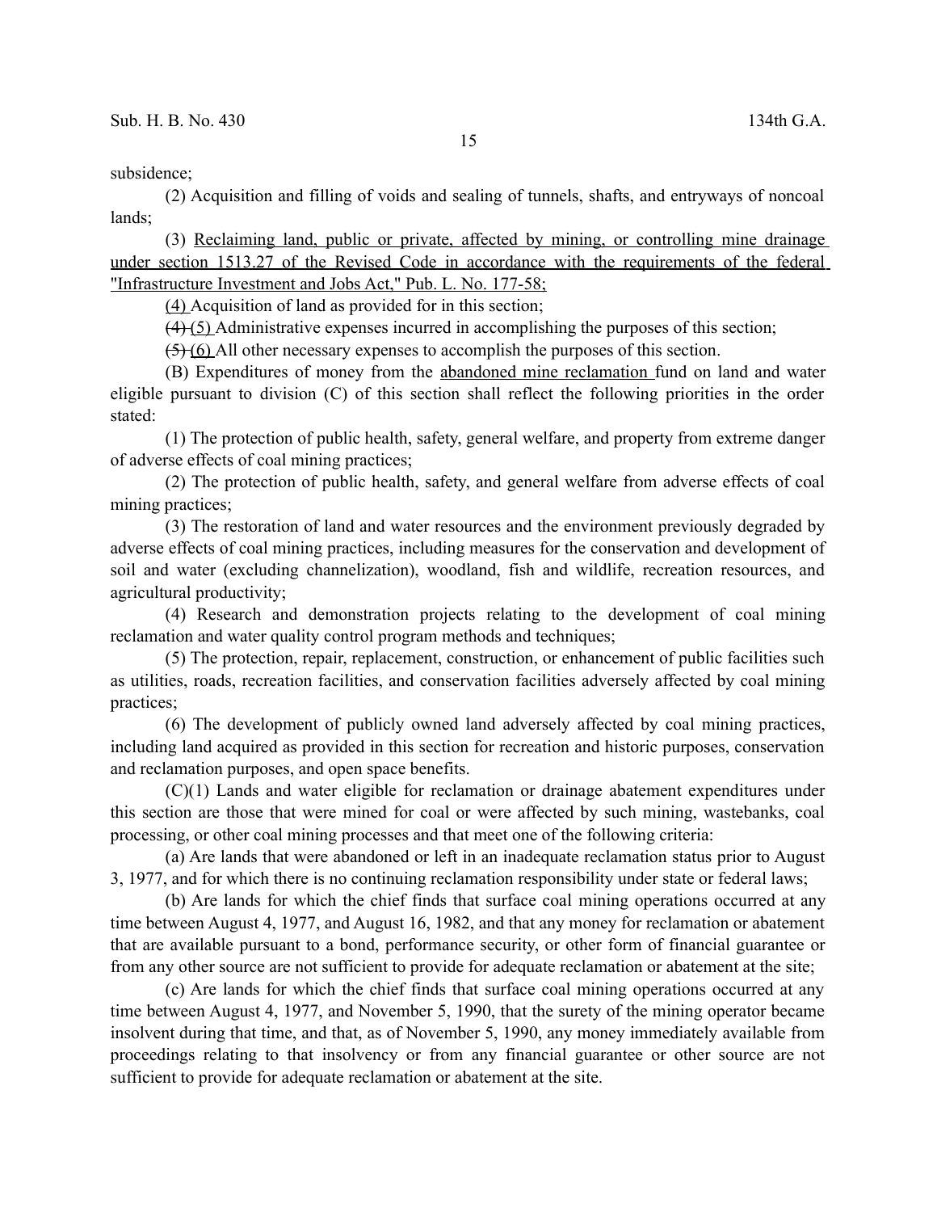subsidence;

(2) Acquisition and filling of voids and sealing of tunnels, shafts, and entryways of noncoal lands;

(3) <u>Reclaiming land, public or private, affected by mining, or controlling mine drainage under section 1513.27 of the Revised Code in accordance with the requirements of the federal "Infrastructure Investment and Jobs Act," Pub. L. No. 177-58;</u>

<u>(4)</u> Acquisition of land as provided for in this section;

~~(4)~~ <u>(5)</u> Administrative expenses incurred in accomplishing the purposes of this section;

~~(5)~~ <u>(6)</u> All other necessary expenses to accomplish the purposes of this section.

(B) Expenditures of money from the <u>abandoned mine reclamation</u> fund on land and water eligible pursuant to division (C) of this section shall reflect the following priorities in the order stated:

(1) The protection of public health, safety, general welfare, and property from extreme danger of adverse effects of coal mining practices;

(2) The protection of public health, safety, and general welfare from adverse effects of coal mining practices;

(3) The restoration of land and water resources and the environment previously degraded by adverse effects of coal mining practices, including measures for the conservation and development of soil and water (excluding channelization), woodland, fish and wildlife, recreation resources, and agricultural productivity;

(4) Research and demonstration projects relating to the development of coal mining reclamation and water quality control program methods and techniques;

(5) The protection, repair, replacement, construction, or enhancement of public facilities such as utilities, roads, recreation facilities, and conservation facilities adversely affected by coal mining practices;

(6) The development of publicly owned land adversely affected by coal mining practices, including land acquired as provided in this section for recreation and historic purposes, conservation and reclamation purposes, and open space benefits.

(C)(1) Lands and water eligible for reclamation or drainage abatement expenditures under this section are those that were mined for coal or were affected by such mining, wastebanks, coal processing, or other coal mining processes and that meet one of the following criteria:

(a) Are lands that were abandoned or left in an inadequate reclamation status prior to August 3, 1977, and for which there is no continuing reclamation responsibility under state or federal laws;

(b) Are lands for which the chief finds that surface coal mining operations occurred at any time between August 4, 1977, and August 16, 1982, and that any money for reclamation or abatement that are available pursuant to a bond, performance security, or other form of financial guarantee or from any other source are not sufficient to provide for adequate reclamation or abatement at the site;

(c) Are lands for which the chief finds that surface coal mining operations occurred at any time between August 4, 1977, and November 5, 1990, that the surety of the mining operator became insolvent during that time, and that, as of November 5, 1990, any money immediately available from proceedings relating to that insolvency or from any financial guarantee or other source are not sufficient to provide for adequate reclamation or abatement at the site.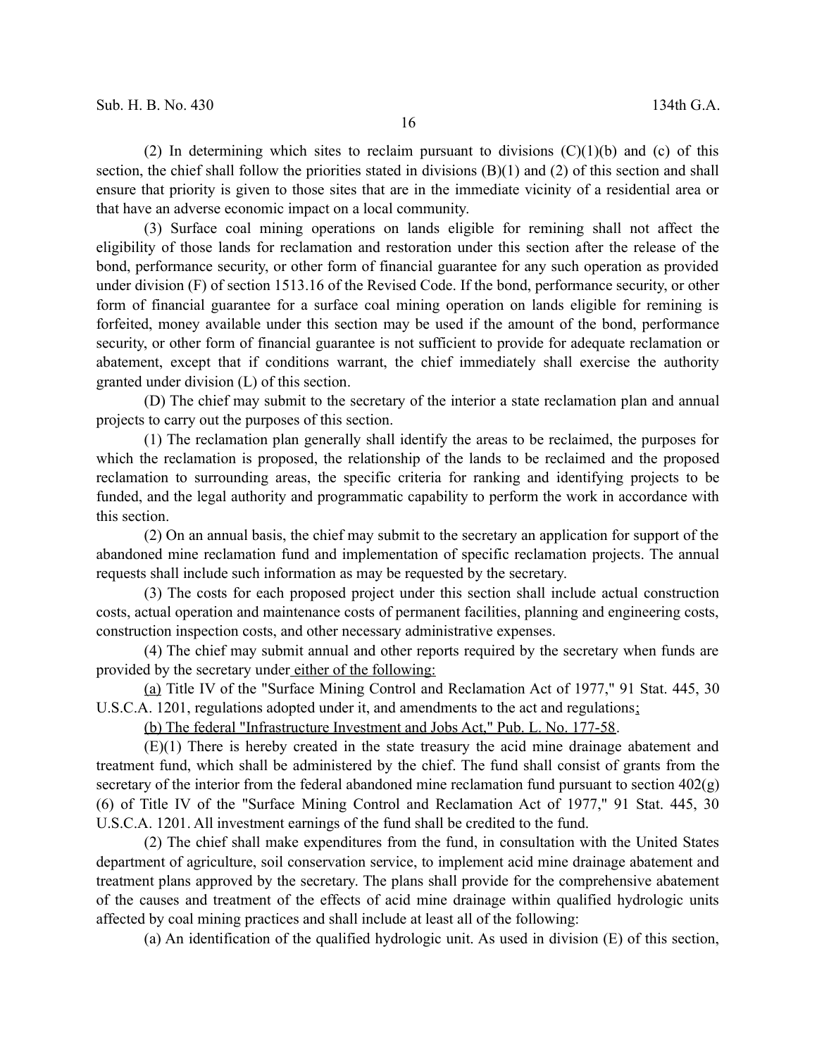(2) In determining which sites to reclaim pursuant to divisions (C)(1)(b) and (c) of this section, the chief shall follow the priorities stated in divisions (B)(1) and (2) of this section and shall ensure that priority is given to those sites that are in the immediate vicinity of a residential area or that have an adverse economic impact on a local community.

(3) Surface coal mining operations on lands eligible for remining shall not affect the eligibility of those lands for reclamation and restoration under this section after the release of the bond, performance security, or other form of financial guarantee for any such operation as provided under division (F) of section 1513.16 of the Revised Code. If the bond, performance security, or other form of financial guarantee for a surface coal mining operation on lands eligible for remining is forfeited, money available under this section may be used if the amount of the bond, performance security, or other form of financial guarantee is not sufficient to provide for adequate reclamation or abatement, except that if conditions warrant, the chief immediately shall exercise the authority granted under division (L) of this section.

(D) The chief may submit to the secretary of the interior a state reclamation plan and annual projects to carry out the purposes of this section.

(1) The reclamation plan generally shall identify the areas to be reclaimed, the purposes for which the reclamation is proposed, the relationship of the lands to be reclaimed and the proposed reclamation to surrounding areas, the specific criteria for ranking and identifying projects to be funded, and the legal authority and programmatic capability to perform the work in accordance with this section.

(2) On an annual basis, the chief may submit to the secretary an application for support of the abandoned mine reclamation fund and implementation of specific reclamation projects. The annual requests shall include such information as may be requested by the secretary.

(3) The costs for each proposed project under this section shall include actual construction costs, actual operation and maintenance costs of permanent facilities, planning and engineering costs, construction inspection costs, and other necessary administrative expenses.

(4) The chief may submit annual and other reports required by the secretary when funds are provided by the secretary under either of the following:

(a) Title IV of the "Surface Mining Control and Reclamation Act of 1977," 91 Stat. 445, 30 U.S.C.A. 1201, regulations adopted under it, and amendments to the act and regulations;

(b) The federal "Infrastructure Investment and Jobs Act," Pub. L. No. 177-58.

(E)(1) There is hereby created in the state treasury the acid mine drainage abatement and treatment fund, which shall be administered by the chief. The fund shall consist of grants from the secretary of the interior from the federal abandoned mine reclamation fund pursuant to section 402(g)(6) of Title IV of the "Surface Mining Control and Reclamation Act of 1977," 91 Stat. 445, 30 U.S.C.A. 1201. All investment earnings of the fund shall be credited to the fund.

(2) The chief shall make expenditures from the fund, in consultation with the United States department of agriculture, soil conservation service, to implement acid mine drainage abatement and treatment plans approved by the secretary. The plans shall provide for the comprehensive abatement of the causes and treatment of the effects of acid mine drainage within qualified hydrologic units affected by coal mining practices and shall include at least all of the following:

(a) An identification of the qualified hydrologic unit. As used in division (E) of this section,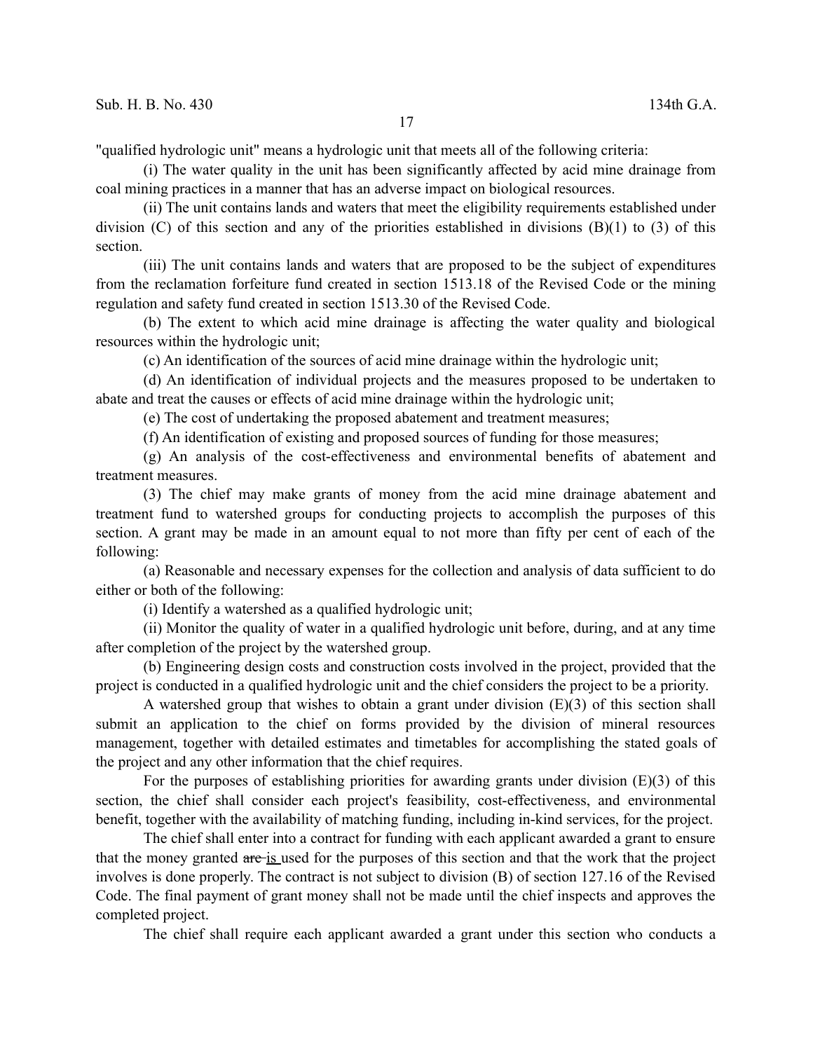"qualified hydrologic unit" means a hydrologic unit that meets all of the following criteria:

(i) The water quality in the unit has been significantly affected by acid mine drainage from coal mining practices in a manner that has an adverse impact on biological resources.

(ii) The unit contains lands and waters that meet the eligibility requirements established under division (C) of this section and any of the priorities established in divisions (B)(1) to (3) of this section.

(iii) The unit contains lands and waters that are proposed to be the subject of expenditures from the reclamation forfeiture fund created in section 1513.18 of the Revised Code or the mining regulation and safety fund created in section 1513.30 of the Revised Code.

(b) The extent to which acid mine drainage is affecting the water quality and biological resources within the hydrologic unit;

(c) An identification of the sources of acid mine drainage within the hydrologic unit;

(d) An identification of individual projects and the measures proposed to be undertaken to abate and treat the causes or effects of acid mine drainage within the hydrologic unit;

(e) The cost of undertaking the proposed abatement and treatment measures;

(f) An identification of existing and proposed sources of funding for those measures;

(g) An analysis of the cost-effectiveness and environmental benefits of abatement and treatment measures.

(3) The chief may make grants of money from the acid mine drainage abatement and treatment fund to watershed groups for conducting projects to accomplish the purposes of this section. A grant may be made in an amount equal to not more than fifty per cent of each of the following:

(a) Reasonable and necessary expenses for the collection and analysis of data sufficient to do either or both of the following:

(i) Identify a watershed as a qualified hydrologic unit;

(ii) Monitor the quality of water in a qualified hydrologic unit before, during, and at any time after completion of the project by the watershed group.

(b) Engineering design costs and construction costs involved in the project, provided that the project is conducted in a qualified hydrologic unit and the chief considers the project to be a priority.

A watershed group that wishes to obtain a grant under division (E)(3) of this section shall submit an application to the chief on forms provided by the division of mineral resources management, together with detailed estimates and timetables for accomplishing the stated goals of the project and any other information that the chief requires.

For the purposes of establishing priorities for awarding grants under division (E)(3) of this section, the chief shall consider each project's feasibility, cost-effectiveness, and environmental benefit, together with the availability of matching funding, including in-kind services, for the project.

The chief shall enter into a contract for funding with each applicant awarded a grant to ensure that the money granted ~~are~~ is used for the purposes of this section and that the work that the project involves is done properly. The contract is not subject to division (B) of section 127.16 of the Revised Code. The final payment of grant money shall not be made until the chief inspects and approves the completed project.

The chief shall require each applicant awarded a grant under this section who conducts a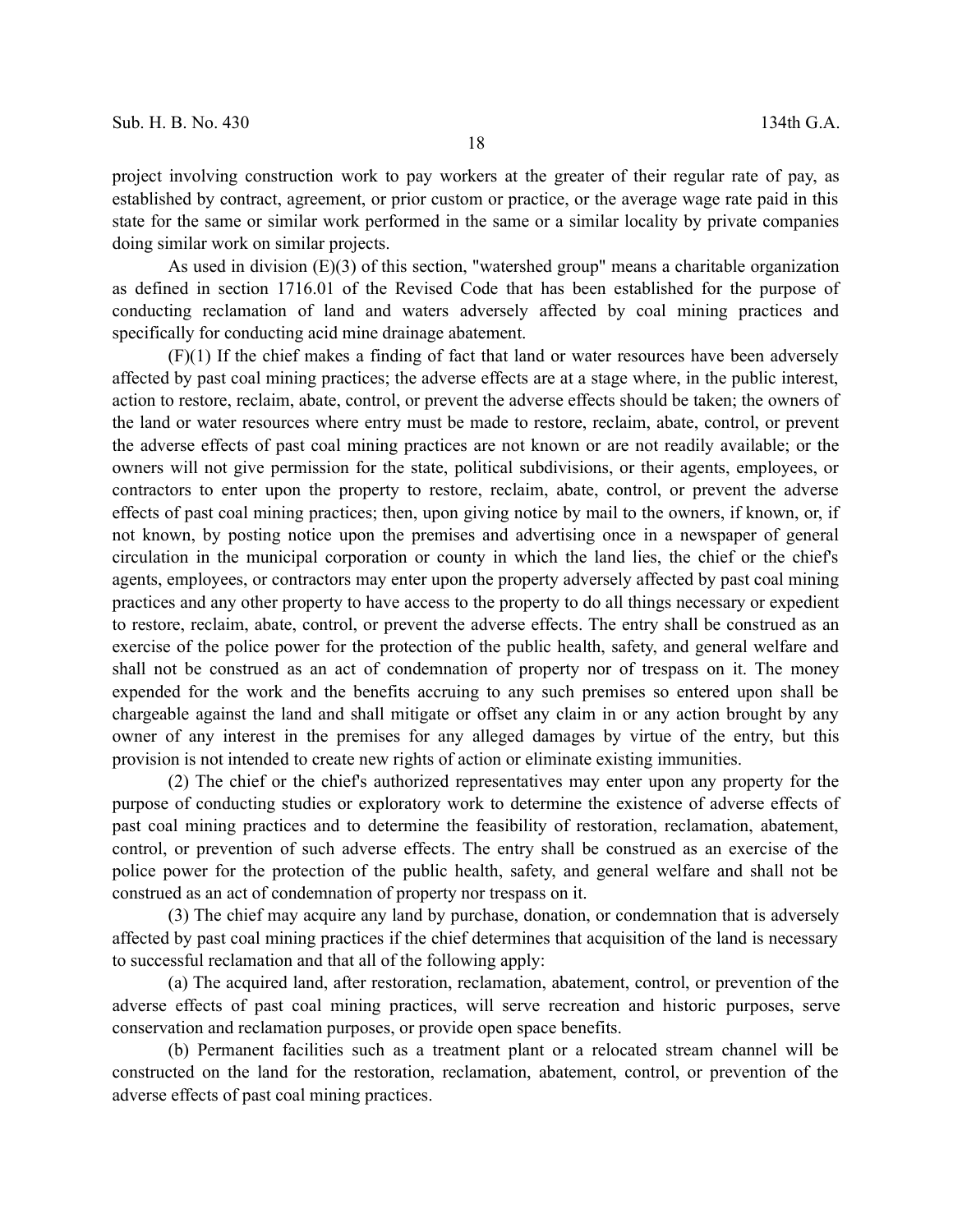project involving construction work to pay workers at the greater of their regular rate of pay, as established by contract, agreement, or prior custom or practice, or the average wage rate paid in this state for the same or similar work performed in the same or a similar locality by private companies doing similar work on similar projects.

As used in division (E)(3) of this section, "watershed group" means a charitable organization as defined in section 1716.01 of the Revised Code that has been established for the purpose of conducting reclamation of land and waters adversely affected by coal mining practices and specifically for conducting acid mine drainage abatement.

(F)(1) If the chief makes a finding of fact that land or water resources have been adversely affected by past coal mining practices; the adverse effects are at a stage where, in the public interest, action to restore, reclaim, abate, control, or prevent the adverse effects should be taken; the owners of the land or water resources where entry must be made to restore, reclaim, abate, control, or prevent the adverse effects of past coal mining practices are not known or are not readily available; or the owners will not give permission for the state, political subdivisions, or their agents, employees, or contractors to enter upon the property to restore, reclaim, abate, control, or prevent the adverse effects of past coal mining practices; then, upon giving notice by mail to the owners, if known, or, if not known, by posting notice upon the premises and advertising once in a newspaper of general circulation in the municipal corporation or county in which the land lies, the chief or the chief's agents, employees, or contractors may enter upon the property adversely affected by past coal mining practices and any other property to have access to the property to do all things necessary or expedient to restore, reclaim, abate, control, or prevent the adverse effects. The entry shall be construed as an exercise of the police power for the protection of the public health, safety, and general welfare and shall not be construed as an act of condemnation of property nor of trespass on it. The money expended for the work and the benefits accruing to any such premises so entered upon shall be chargeable against the land and shall mitigate or offset any claim in or any action brought by any owner of any interest in the premises for any alleged damages by virtue of the entry, but this provision is not intended to create new rights of action or eliminate existing immunities.

(2) The chief or the chief's authorized representatives may enter upon any property for the purpose of conducting studies or exploratory work to determine the existence of adverse effects of past coal mining practices and to determine the feasibility of restoration, reclamation, abatement, control, or prevention of such adverse effects. The entry shall be construed as an exercise of the police power for the protection of the public health, safety, and general welfare and shall not be construed as an act of condemnation of property nor trespass on it.

(3) The chief may acquire any land by purchase, donation, or condemnation that is adversely affected by past coal mining practices if the chief determines that acquisition of the land is necessary to successful reclamation and that all of the following apply:

(a) The acquired land, after restoration, reclamation, abatement, control, or prevention of the adverse effects of past coal mining practices, will serve recreation and historic purposes, serve conservation and reclamation purposes, or provide open space benefits.

(b) Permanent facilities such as a treatment plant or a relocated stream channel will be constructed on the land for the restoration, reclamation, abatement, control, or prevention of the adverse effects of past coal mining practices.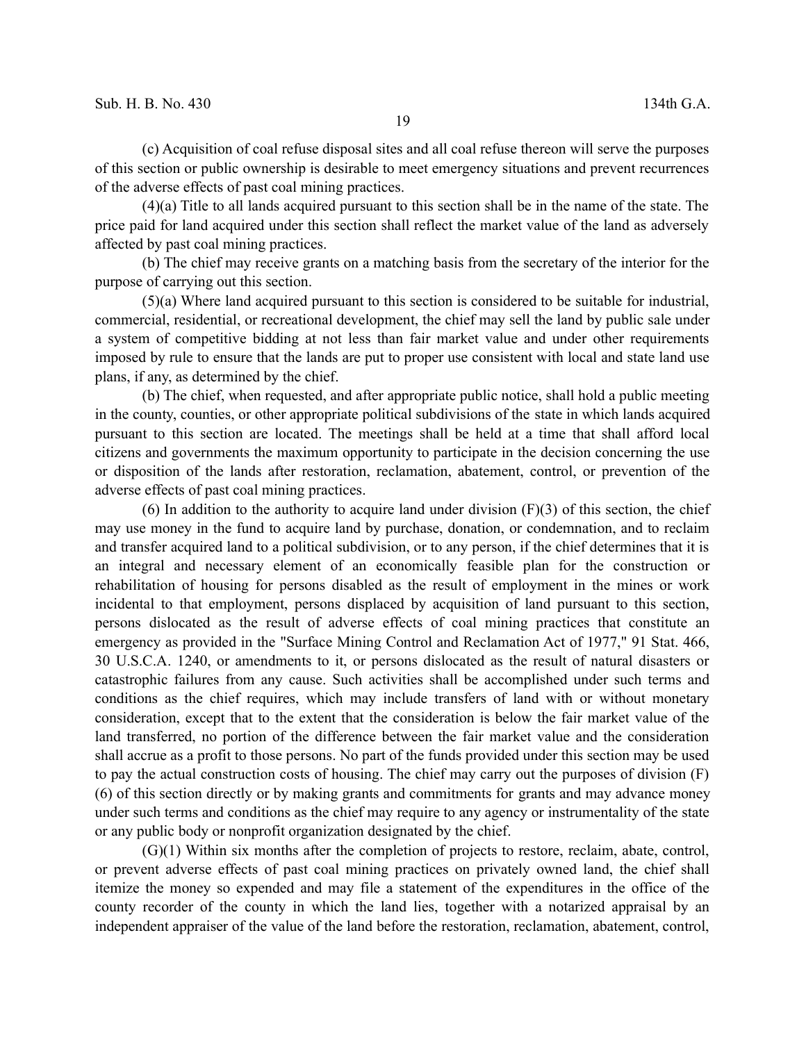(c) Acquisition of coal refuse disposal sites and all coal refuse thereon will serve the purposes of this section or public ownership is desirable to meet emergency situations and prevent recurrences of the adverse effects of past coal mining practices.

(4)(a) Title to all lands acquired pursuant to this section shall be in the name of the state. The price paid for land acquired under this section shall reflect the market value of the land as adversely affected by past coal mining practices.

(b) The chief may receive grants on a matching basis from the secretary of the interior for the purpose of carrying out this section.

(5)(a) Where land acquired pursuant to this section is considered to be suitable for industrial, commercial, residential, or recreational development, the chief may sell the land by public sale under a system of competitive bidding at not less than fair market value and under other requirements imposed by rule to ensure that the lands are put to proper use consistent with local and state land use plans, if any, as determined by the chief.

(b) The chief, when requested, and after appropriate public notice, shall hold a public meeting in the county, counties, or other appropriate political subdivisions of the state in which lands acquired pursuant to this section are located. The meetings shall be held at a time that shall afford local citizens and governments the maximum opportunity to participate in the decision concerning the use or disposition of the lands after restoration, reclamation, abatement, control, or prevention of the adverse effects of past coal mining practices.

(6) In addition to the authority to acquire land under division (F)(3) of this section, the chief may use money in the fund to acquire land by purchase, donation, or condemnation, and to reclaim and transfer acquired land to a political subdivision, or to any person, if the chief determines that it is an integral and necessary element of an economically feasible plan for the construction or rehabilitation of housing for persons disabled as the result of employment in the mines or work incidental to that employment, persons displaced by acquisition of land pursuant to this section, persons dislocated as the result of adverse effects of coal mining practices that constitute an emergency as provided in the "Surface Mining Control and Reclamation Act of 1977," 91 Stat. 466, 30 U.S.C.A. 1240, or amendments to it, or persons dislocated as the result of natural disasters or catastrophic failures from any cause. Such activities shall be accomplished under such terms and conditions as the chief requires, which may include transfers of land with or without monetary consideration, except that to the extent that the consideration is below the fair market value of the land transferred, no portion of the difference between the fair market value and the consideration shall accrue as a profit to those persons. No part of the funds provided under this section may be used to pay the actual construction costs of housing. The chief may carry out the purposes of division (F)(6) of this section directly or by making grants and commitments for grants and may advance money under such terms and conditions as the chief may require to any agency or instrumentality of the state or any public body or nonprofit organization designated by the chief.

(G)(1) Within six months after the completion of projects to restore, reclaim, abate, control, or prevent adverse effects of past coal mining practices on privately owned land, the chief shall itemize the money so expended and may file a statement of the expenditures in the office of the county recorder of the county in which the land lies, together with a notarized appraisal by an independent appraiser of the value of the land before the restoration, reclamation, abatement, control,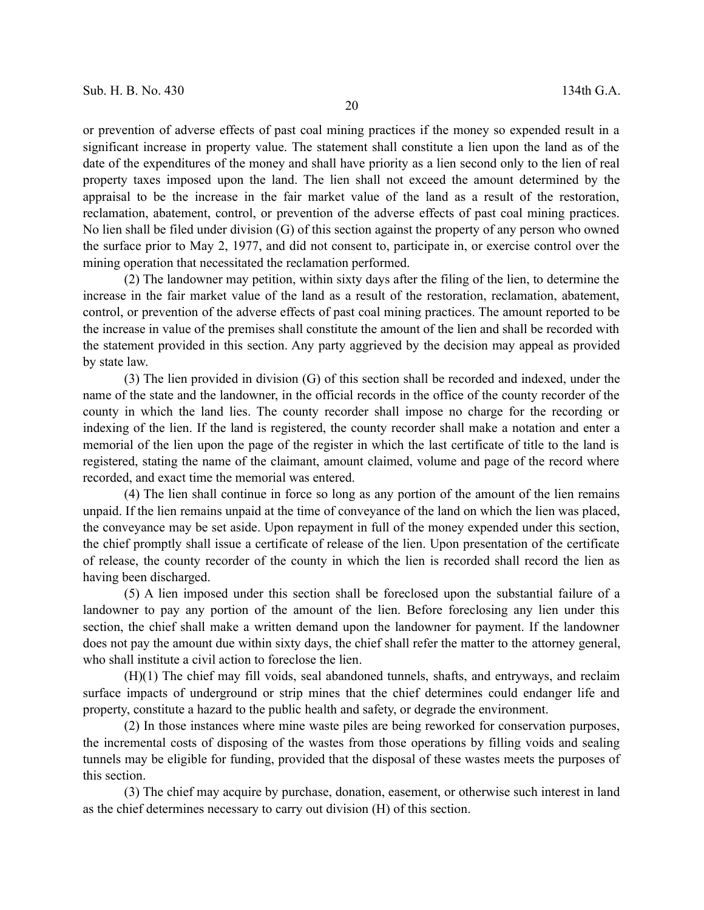or prevention of adverse effects of past coal mining practices if the money so expended result in a significant increase in property value. The statement shall constitute a lien upon the land as of the date of the expenditures of the money and shall have priority as a lien second only to the lien of real property taxes imposed upon the land. The lien shall not exceed the amount determined by the appraisal to be the increase in the fair market value of the land as a result of the restoration, reclamation, abatement, control, or prevention of the adverse effects of past coal mining practices. No lien shall be filed under division (G) of this section against the property of any person who owned the surface prior to May 2, 1977, and did not consent to, participate in, or exercise control over the mining operation that necessitated the reclamation performed.

(2) The landowner may petition, within sixty days after the filing of the lien, to determine the increase in the fair market value of the land as a result of the restoration, reclamation, abatement, control, or prevention of the adverse effects of past coal mining practices. The amount reported to be the increase in value of the premises shall constitute the amount of the lien and shall be recorded with the statement provided in this section. Any party aggrieved by the decision may appeal as provided by state law.

(3) The lien provided in division (G) of this section shall be recorded and indexed, under the name of the state and the landowner, in the official records in the office of the county recorder of the county in which the land lies. The county recorder shall impose no charge for the recording or indexing of the lien. If the land is registered, the county recorder shall make a notation and enter a memorial of the lien upon the page of the register in which the last certificate of title to the land is registered, stating the name of the claimant, amount claimed, volume and page of the record where recorded, and exact time the memorial was entered.

(4) The lien shall continue in force so long as any portion of the amount of the lien remains unpaid. If the lien remains unpaid at the time of conveyance of the land on which the lien was placed, the conveyance may be set aside. Upon repayment in full of the money expended under this section, the chief promptly shall issue a certificate of release of the lien. Upon presentation of the certificate of release, the county recorder of the county in which the lien is recorded shall record the lien as having been discharged.

(5) A lien imposed under this section shall be foreclosed upon the substantial failure of a landowner to pay any portion of the amount of the lien. Before foreclosing any lien under this section, the chief shall make a written demand upon the landowner for payment. If the landowner does not pay the amount due within sixty days, the chief shall refer the matter to the attorney general, who shall institute a civil action to foreclose the lien.

(H)(1) The chief may fill voids, seal abandoned tunnels, shafts, and entryways, and reclaim surface impacts of underground or strip mines that the chief determines could endanger life and property, constitute a hazard to the public health and safety, or degrade the environment.

(2) In those instances where mine waste piles are being reworked for conservation purposes, the incremental costs of disposing of the wastes from those operations by filling voids and sealing tunnels may be eligible for funding, provided that the disposal of these wastes meets the purposes of this section.

(3) The chief may acquire by purchase, donation, easement, or otherwise such interest in land as the chief determines necessary to carry out division (H) of this section.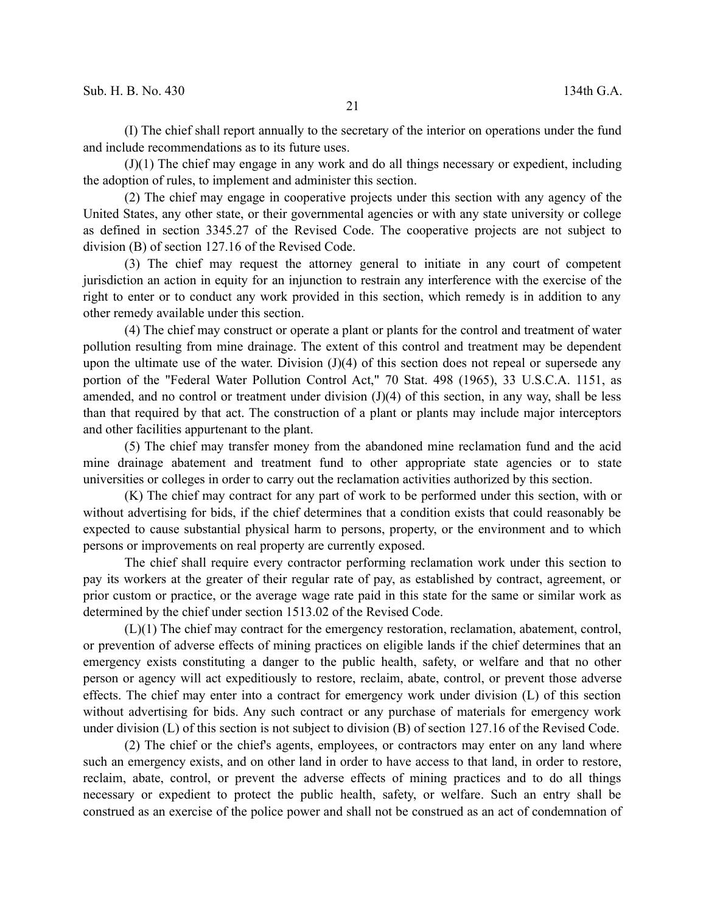(I) The chief shall report annually to the secretary of the interior on operations under the fund and include recommendations as to its future uses.

(J)(1) The chief may engage in any work and do all things necessary or expedient, including the adoption of rules, to implement and administer this section.

(2) The chief may engage in cooperative projects under this section with any agency of the United States, any other state, or their governmental agencies or with any state university or college as defined in section 3345.27 of the Revised Code. The cooperative projects are not subject to division (B) of section 127.16 of the Revised Code.

(3) The chief may request the attorney general to initiate in any court of competent jurisdiction an action in equity for an injunction to restrain any interference with the exercise of the right to enter or to conduct any work provided in this section, which remedy is in addition to any other remedy available under this section.

(4) The chief may construct or operate a plant or plants for the control and treatment of water pollution resulting from mine drainage. The extent of this control and treatment may be dependent upon the ultimate use of the water. Division (J)(4) of this section does not repeal or supersede any portion of the "Federal Water Pollution Control Act," 70 Stat. 498 (1965), 33 U.S.C.A. 1151, as amended, and no control or treatment under division (J)(4) of this section, in any way, shall be less than that required by that act. The construction of a plant or plants may include major interceptors and other facilities appurtenant to the plant.

(5) The chief may transfer money from the abandoned mine reclamation fund and the acid mine drainage abatement and treatment fund to other appropriate state agencies or to state universities or colleges in order to carry out the reclamation activities authorized by this section.

(K) The chief may contract for any part of work to be performed under this section, with or without advertising for bids, if the chief determines that a condition exists that could reasonably be expected to cause substantial physical harm to persons, property, or the environment and to which persons or improvements on real property are currently exposed.

The chief shall require every contractor performing reclamation work under this section to pay its workers at the greater of their regular rate of pay, as established by contract, agreement, or prior custom or practice, or the average wage rate paid in this state for the same or similar work as determined by the chief under section 1513.02 of the Revised Code.

(L)(1) The chief may contract for the emergency restoration, reclamation, abatement, control, or prevention of adverse effects of mining practices on eligible lands if the chief determines that an emergency exists constituting a danger to the public health, safety, or welfare and that no other person or agency will act expeditiously to restore, reclaim, abate, control, or prevent those adverse effects. The chief may enter into a contract for emergency work under division (L) of this section without advertising for bids. Any such contract or any purchase of materials for emergency work under division (L) of this section is not subject to division (B) of section 127.16 of the Revised Code.

(2) The chief or the chief's agents, employees, or contractors may enter on any land where such an emergency exists, and on other land in order to have access to that land, in order to restore, reclaim, abate, control, or prevent the adverse effects of mining practices and to do all things necessary or expedient to protect the public health, safety, or welfare. Such an entry shall be construed as an exercise of the police power and shall not be construed as an act of condemnation of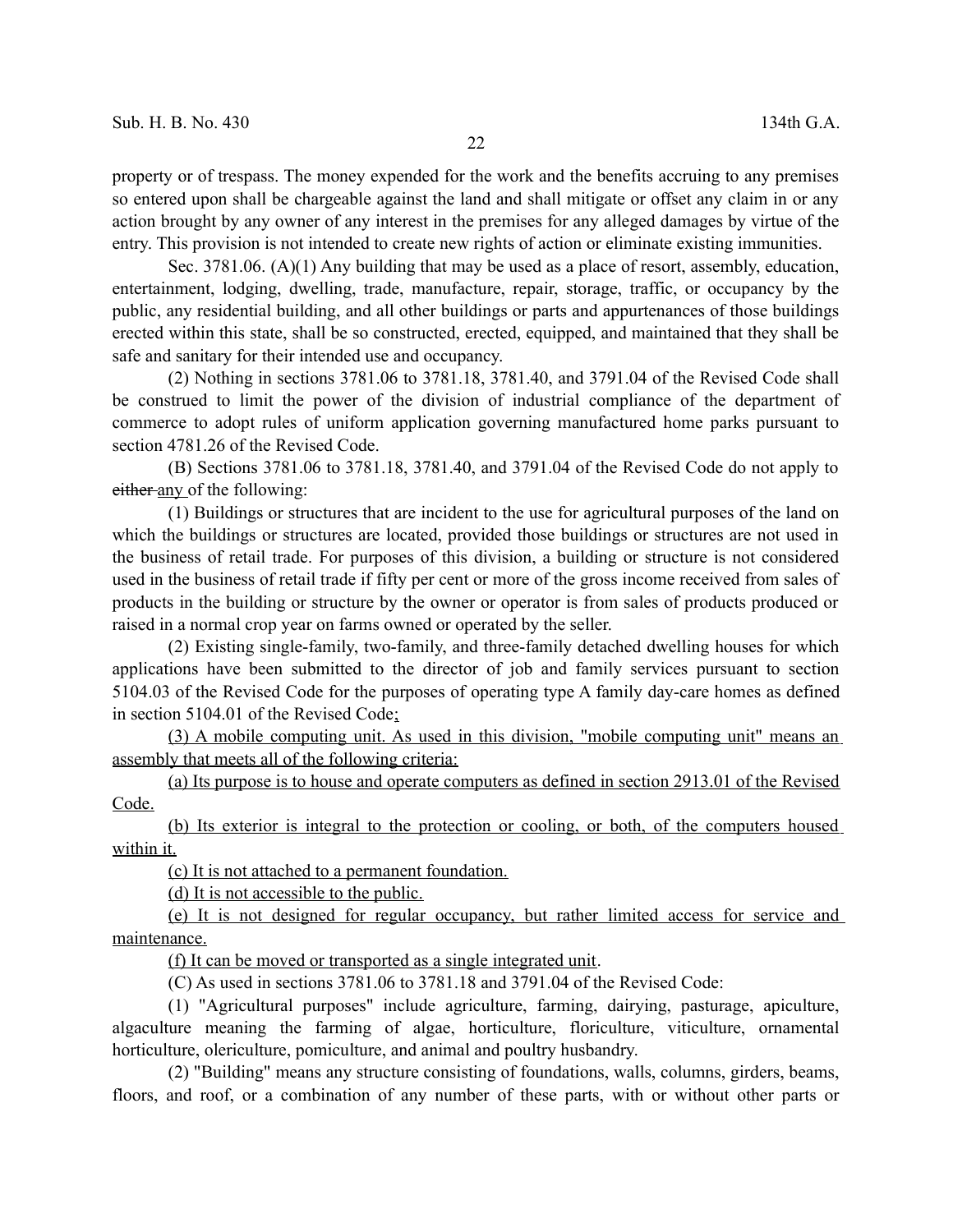property or of trespass. The money expended for the work and the benefits accruing to any premises so entered upon shall be chargeable against the land and shall mitigate or offset any claim in or any action brought by any owner of any interest in the premises for any alleged damages by virtue of the entry. This provision is not intended to create new rights of action or eliminate existing immunities.

Sec. 3781.06. (A)(1) Any building that may be used as a place of resort, assembly, education, entertainment, lodging, dwelling, trade, manufacture, repair, storage, traffic, or occupancy by the public, any residential building, and all other buildings or parts and appurtenances of those buildings erected within this state, shall be so constructed, erected, equipped, and maintained that they shall be safe and sanitary for their intended use and occupancy.

(2) Nothing in sections 3781.06 to 3781.18, 3781.40, and 3791.04 of the Revised Code shall be construed to limit the power of the division of industrial compliance of the department of commerce to adopt rules of uniform application governing manufactured home parks pursuant to section 4781.26 of the Revised Code.

(B) Sections 3781.06 to 3781.18, 3781.40, and 3791.04 of the Revised Code do not apply to ~~either~~ any of the following:

(1) Buildings or structures that are incident to the use for agricultural purposes of the land on which the buildings or structures are located, provided those buildings or structures are not used in the business of retail trade. For purposes of this division, a building or structure is not considered used in the business of retail trade if fifty per cent or more of the gross income received from sales of products in the building or structure by the owner or operator is from sales of products produced or raised in a normal crop year on farms owned or operated by the seller.

(2) Existing single-family, two-family, and three-family detached dwelling houses for which applications have been submitted to the director of job and family services pursuant to section 5104.03 of the Revised Code for the purposes of operating type A family day-care homes as defined in section 5104.01 of the Revised Code;

(3) A mobile computing unit. As used in this division, "mobile computing unit" means an assembly that meets all of the following criteria:

(a) Its purpose is to house and operate computers as defined in section 2913.01 of the Revised Code.

(b) Its exterior is integral to the protection or cooling, or both, of the computers housed within it.

(c) It is not attached to a permanent foundation.

(d) It is not accessible to the public.

(e) It is not designed for regular occupancy, but rather limited access for service and maintenance.

(f) It can be moved or transported as a single integrated unit.

(C) As used in sections 3781.06 to 3781.18 and 3791.04 of the Revised Code:

(1) "Agricultural purposes" include agriculture, farming, dairying, pasturage, apiculture, algaculture meaning the farming of algae, horticulture, floriculture, viticulture, ornamental horticulture, olericulture, pomiculture, and animal and poultry husbandry.

(2) "Building" means any structure consisting of foundations, walls, columns, girders, beams, floors, and roof, or a combination of any number of these parts, with or without other parts or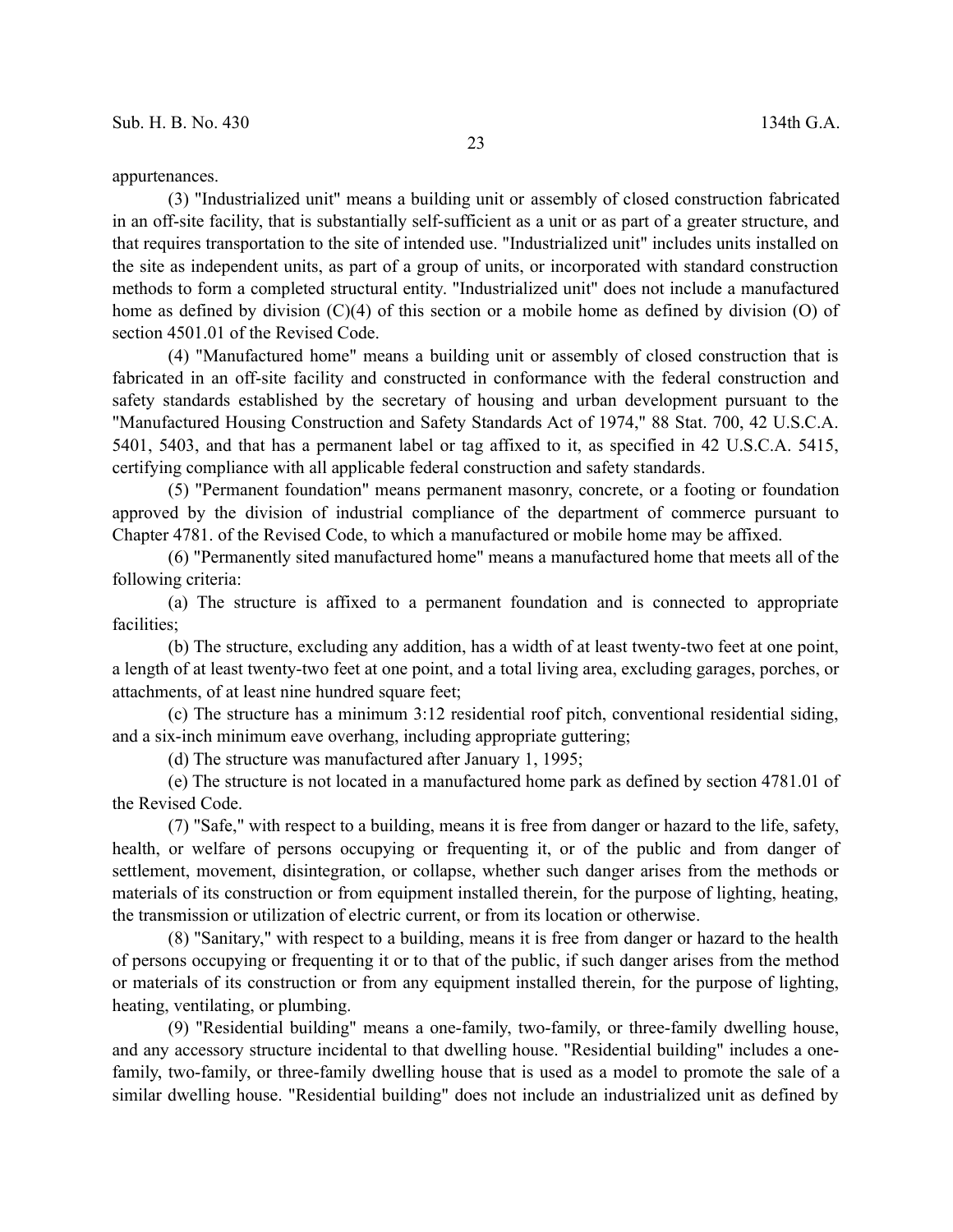appurtenances.

(3) "Industrialized unit" means a building unit or assembly of closed construction fabricated in an off-site facility, that is substantially self-sufficient as a unit or as part of a greater structure, and that requires transportation to the site of intended use. "Industrialized unit" includes units installed on the site as independent units, as part of a group of units, or incorporated with standard construction methods to form a completed structural entity. "Industrialized unit" does not include a manufactured home as defined by division (C)(4) of this section or a mobile home as defined by division (O) of section 4501.01 of the Revised Code.

(4) "Manufactured home" means a building unit or assembly of closed construction that is fabricated in an off-site facility and constructed in conformance with the federal construction and safety standards established by the secretary of housing and urban development pursuant to the "Manufactured Housing Construction and Safety Standards Act of 1974," 88 Stat. 700, 42 U.S.C.A. 5401, 5403, and that has a permanent label or tag affixed to it, as specified in 42 U.S.C.A. 5415, certifying compliance with all applicable federal construction and safety standards.

(5) "Permanent foundation" means permanent masonry, concrete, or a footing or foundation approved by the division of industrial compliance of the department of commerce pursuant to Chapter 4781. of the Revised Code, to which a manufactured or mobile home may be affixed.

(6) "Permanently sited manufactured home" means a manufactured home that meets all of the following criteria:

(a) The structure is affixed to a permanent foundation and is connected to appropriate facilities;

(b) The structure, excluding any addition, has a width of at least twenty-two feet at one point, a length of at least twenty-two feet at one point, and a total living area, excluding garages, porches, or attachments, of at least nine hundred square feet;

(c) The structure has a minimum 3:12 residential roof pitch, conventional residential siding, and a six-inch minimum eave overhang, including appropriate guttering;

(d) The structure was manufactured after January 1, 1995;

(e) The structure is not located in a manufactured home park as defined by section 4781.01 of the Revised Code.

(7) "Safe," with respect to a building, means it is free from danger or hazard to the life, safety, health, or welfare of persons occupying or frequenting it, or of the public and from danger of settlement, movement, disintegration, or collapse, whether such danger arises from the methods or materials of its construction or from equipment installed therein, for the purpose of lighting, heating, the transmission or utilization of electric current, or from its location or otherwise.

(8) "Sanitary," with respect to a building, means it is free from danger or hazard to the health of persons occupying or frequenting it or to that of the public, if such danger arises from the method or materials of its construction or from any equipment installed therein, for the purpose of lighting, heating, ventilating, or plumbing.

(9) "Residential building" means a one-family, two-family, or three-family dwelling house, and any accessory structure incidental to that dwelling house. "Residential building" includes a one-family, two-family, or three-family dwelling house that is used as a model to promote the sale of a similar dwelling house. "Residential building" does not include an industrialized unit as defined by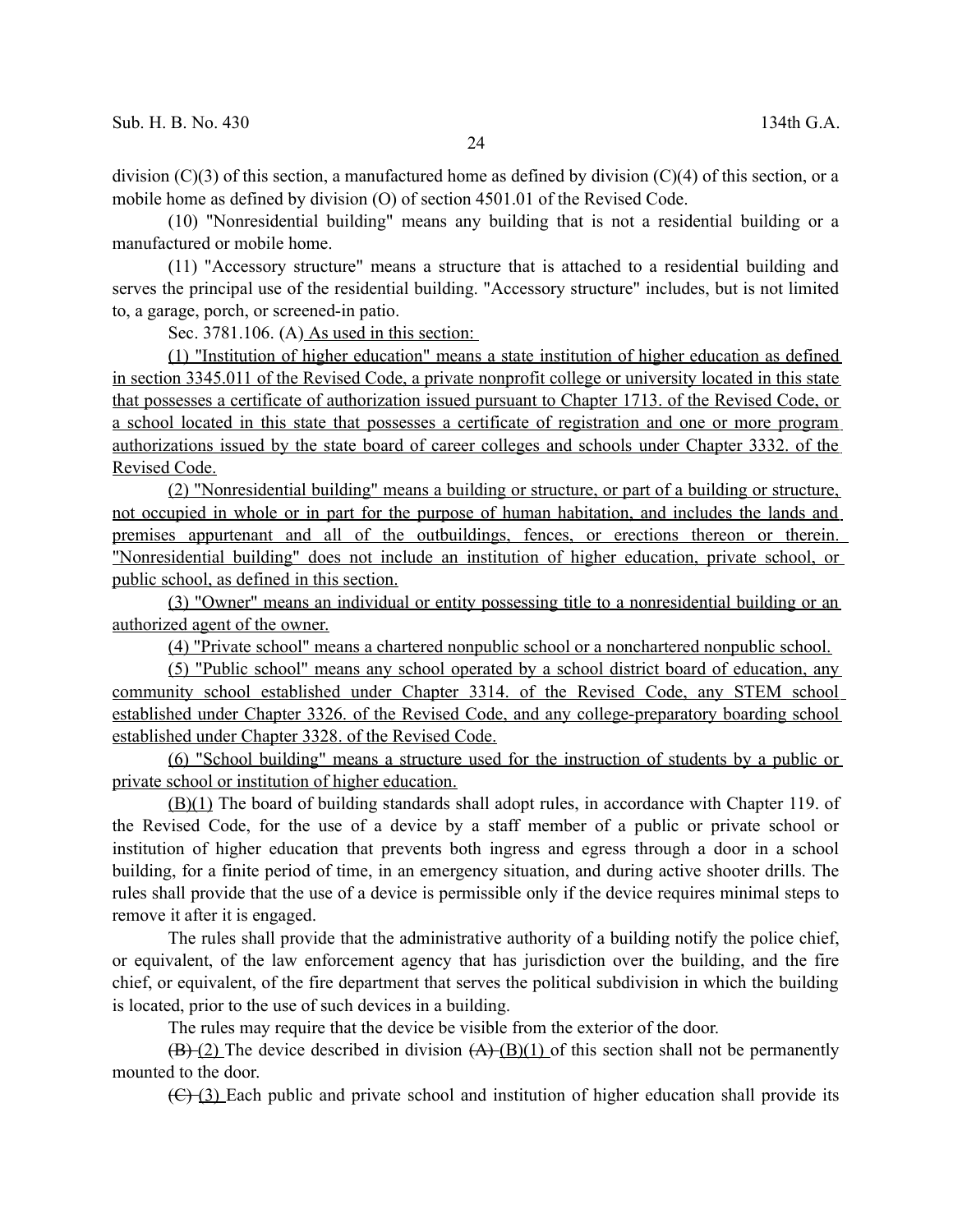division (C)(3) of this section, a manufactured home as defined by division (C)(4) of this section, or a mobile home as defined by division (O) of section 4501.01 of the Revised Code.

(10) "Nonresidential building" means any building that is not a residential building or a manufactured or mobile home.

(11) "Accessory structure" means a structure that is attached to a residential building and serves the principal use of the residential building. "Accessory structure" includes, but is not limited to, a garage, porch, or screened-in patio.

Sec. 3781.106. (A) As used in this section:

(1) "Institution of higher education" means a state institution of higher education as defined in section 3345.011 of the Revised Code, a private nonprofit college or university located in this state that possesses a certificate of authorization issued pursuant to Chapter 1713. of the Revised Code, or a school located in this state that possesses a certificate of registration and one or more program authorizations issued by the state board of career colleges and schools under Chapter 3332. of the Revised Code.

(2) "Nonresidential building" means a building or structure, or part of a building or structure, not occupied in whole or in part for the purpose of human habitation, and includes the lands and premises appurtenant and all of the outbuildings, fences, or erections thereon or therein. "Nonresidential building" does not include an institution of higher education, private school, or public school, as defined in this section.

(3) "Owner" means an individual or entity possessing title to a nonresidential building or an authorized agent of the owner.

(4) "Private school" means a chartered nonpublic school or a nonchartered nonpublic school.

(5) "Public school" means any school operated by a school district board of education, any community school established under Chapter 3314. of the Revised Code, any STEM school established under Chapter 3326. of the Revised Code, and any college-preparatory boarding school established under Chapter 3328. of the Revised Code.

(6) "School building" means a structure used for the instruction of students by a public or private school or institution of higher education.

(B)(1) The board of building standards shall adopt rules, in accordance with Chapter 119. of the Revised Code, for the use of a device by a staff member of a public or private school or institution of higher education that prevents both ingress and egress through a door in a school building, for a finite period of time, in an emergency situation, and during active shooter drills. The rules shall provide that the use of a device is permissible only if the device requires minimal steps to remove it after it is engaged.

The rules shall provide that the administrative authority of a building notify the police chief, or equivalent, of the law enforcement agency that has jurisdiction over the building, and the fire chief, or equivalent, of the fire department that serves the political subdivision in which the building is located, prior to the use of such devices in a building.

The rules may require that the device be visible from the exterior of the door.

~~(B)~~ (2) The device described in division ~~(A)~~ (B)(1) of this section shall not be permanently mounted to the door.

~~(C)~~ (3) Each public and private school and institution of higher education shall provide its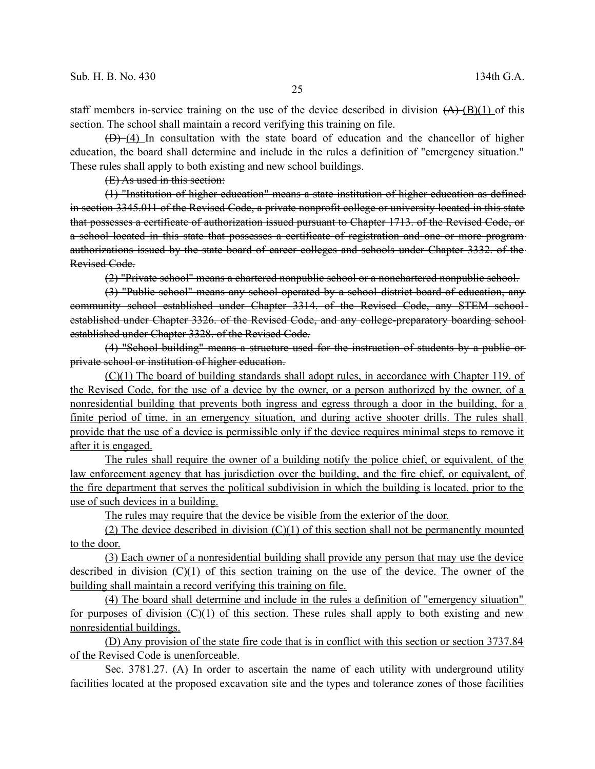staff members in-service training on the use of the device described in division ~~(A)~~ (B)(1) of this section. The school shall maintain a record verifying this training on file.

~~(D)~~ (4) In consultation with the state board of education and the chancellor of higher education, the board shall determine and include in the rules a definition of "emergency situation." These rules shall apply to both existing and new school buildings.

~~(E) As used in this section:~~

~~(1) "Institution of higher education" means a state institution of higher education as defined in section 3345.011 of the Revised Code, a private nonprofit college or university located in this state that possesses a certificate of authorization issued pursuant to Chapter 1713. of the Revised Code, or a school located in this state that possesses a certificate of registration and one or more program authorizations issued by the state board of career colleges and schools under Chapter 3332. of the Revised Code.~~

~~(2) "Private school" means a chartered nonpublic school or a nonchartered nonpublic school.~~

~~(3) "Public school" means any school operated by a school district board of education, any community school established under Chapter 3314. of the Revised Code, any STEM school established under Chapter 3326. of the Revised Code, and any college-preparatory boarding school established under Chapter 3328. of the Revised Code.~~

~~(4) "School building" means a structure used for the instruction of students by a public or private school or institution of higher education.~~

(C)(1) The board of building standards shall adopt rules, in accordance with Chapter 119. of the Revised Code, for the use of a device by the owner, or a person authorized by the owner, of a nonresidential building that prevents both ingress and egress through a door in the building, for a finite period of time, in an emergency situation, and during active shooter drills. The rules shall provide that the use of a device is permissible only if the device requires minimal steps to remove it after it is engaged.

The rules shall require the owner of a building notify the police chief, or equivalent, of the law enforcement agency that has jurisdiction over the building, and the fire chief, or equivalent, of the fire department that serves the political subdivision in which the building is located, prior to the use of such devices in a building.

The rules may require that the device be visible from the exterior of the door.

(2) The device described in division (C)(1) of this section shall not be permanently mounted to the door.

(3) Each owner of a nonresidential building shall provide any person that may use the device described in division (C)(1) of this section training on the use of the device. The owner of the building shall maintain a record verifying this training on file.

(4) The board shall determine and include in the rules a definition of "emergency situation" for purposes of division (C)(1) of this section. These rules shall apply to both existing and new nonresidential buildings.

(D) Any provision of the state fire code that is in conflict with this section or section 3737.84 of the Revised Code is unenforceable.

Sec. 3781.27. (A) In order to ascertain the name of each utility with underground utility facilities located at the proposed excavation site and the types and tolerance zones of those facilities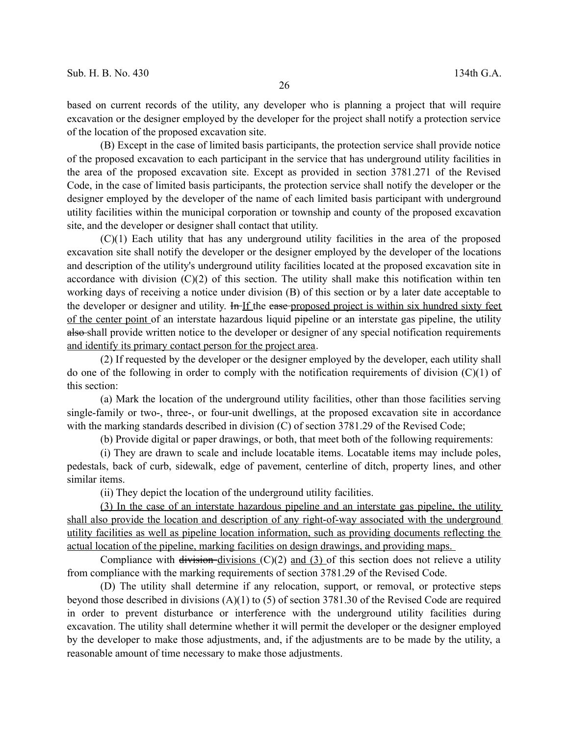based on current records of the utility, any developer who is planning a project that will require excavation or the designer employed by the developer for the project shall notify a protection service of the location of the proposed excavation site.

(B) Except in the case of limited basis participants, the protection service shall provide notice of the proposed excavation to each participant in the service that has underground utility facilities in the area of the proposed excavation site. Except as provided in section 3781.271 of the Revised Code, in the case of limited basis participants, the protection service shall notify the developer or the designer employed by the developer of the name of each limited basis participant with underground utility facilities within the municipal corporation or township and county of the proposed excavation site, and the developer or designer shall contact that utility.

(C)(1) Each utility that has any underground utility facilities in the area of the proposed excavation site shall notify the developer or the designer employed by the developer of the locations and description of the utility's underground utility facilities located at the proposed excavation site in accordance with division (C)(2) of this section. The utility shall make this notification within ten working days of receiving a notice under division (B) of this section or by a later date acceptable to the developer or designer and utility. ~~In~~ If the ~~case~~ proposed project is within six hundred sixty feet of the center point of an interstate hazardous liquid pipeline or an interstate gas pipeline, the utility ~~also~~ shall provide written notice to the developer or designer of any special notification requirements and identify its primary contact person for the project area.

(2) If requested by the developer or the designer employed by the developer, each utility shall do one of the following in order to comply with the notification requirements of division (C)(1) of this section:

(a) Mark the location of the underground utility facilities, other than those facilities serving single-family or two-, three-, or four-unit dwellings, at the proposed excavation site in accordance with the marking standards described in division (C) of section 3781.29 of the Revised Code;

(b) Provide digital or paper drawings, or both, that meet both of the following requirements:

(i) They are drawn to scale and include locatable items. Locatable items may include poles, pedestals, back of curb, sidewalk, edge of pavement, centerline of ditch, property lines, and other similar items.

(ii) They depict the location of the underground utility facilities.

(3) In the case of an interstate hazardous pipeline and an interstate gas pipeline, the utility shall also provide the location and description of any right-of-way associated with the underground utility facilities as well as pipeline location information, such as providing documents reflecting the actual location of the pipeline, marking facilities on design drawings, and providing maps.

Compliance with ~~division~~ divisions (C)(2) and (3) of this section does not relieve a utility from compliance with the marking requirements of section 3781.29 of the Revised Code.

(D) The utility shall determine if any relocation, support, or removal, or protective steps beyond those described in divisions (A)(1) to (5) of section 3781.30 of the Revised Code are required in order to prevent disturbance or interference with the underground utility facilities during excavation. The utility shall determine whether it will permit the developer or the designer employed by the developer to make those adjustments, and, if the adjustments are to be made by the utility, a reasonable amount of time necessary to make those adjustments.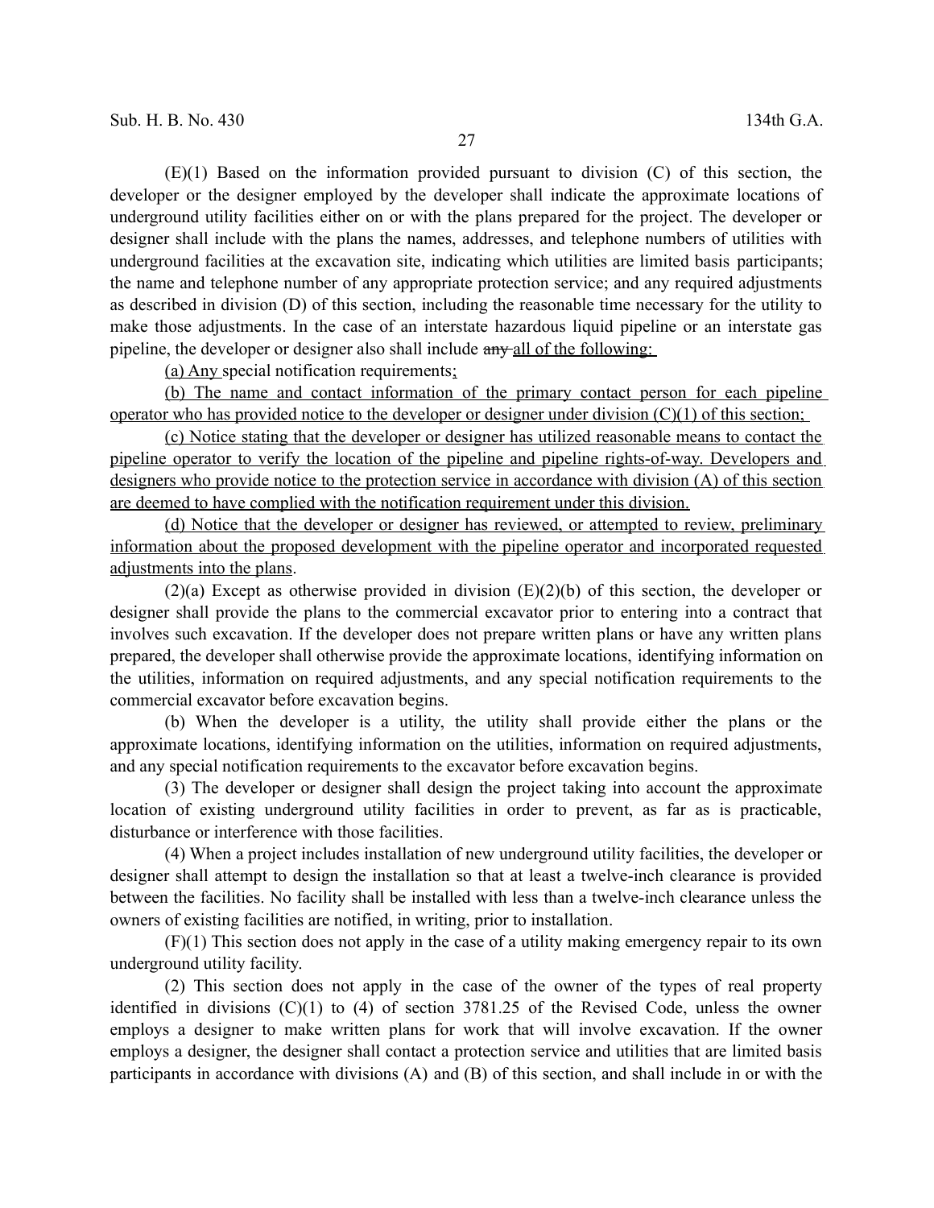(E)(1) Based on the information provided pursuant to division (C) of this section, the developer or the designer employed by the developer shall indicate the approximate locations of underground utility facilities either on or with the plans prepared for the project. The developer or designer shall include with the plans the names, addresses, and telephone numbers of utilities with underground facilities at the excavation site, indicating which utilities are limited basis participants; the name and telephone number of any appropriate protection service; and any required adjustments as described in division (D) of this section, including the reasonable time necessary for the utility to make those adjustments. In the case of an interstate hazardous liquid pipeline or an interstate gas pipeline, the developer or designer also shall include ~~any~~ <u>all of the following:</u>

<u>(a) Any</u> special notification requirements<u>;</u>

<u>(b) The name and contact information of the primary contact person for each pipeline operator who has provided notice to the developer or designer under division (C)(1) of this section;</u>

<u>(c) Notice stating that the developer or designer has utilized reasonable means to contact the pipeline operator to verify the location of the pipeline and pipeline rights-of-way. Developers and designers who provide notice to the protection service in accordance with division (A) of this section are deemed to have complied with the notification requirement under this division.</u>

<u>(d) Notice that the developer or designer has reviewed, or attempted to review, preliminary information about the proposed development with the pipeline operator and incorporated requested adjustments into the plans</u>.

(2)(a) Except as otherwise provided in division (E)(2)(b) of this section, the developer or designer shall provide the plans to the commercial excavator prior to entering into a contract that involves such excavation. If the developer does not prepare written plans or have any written plans prepared, the developer shall otherwise provide the approximate locations, identifying information on the utilities, information on required adjustments, and any special notification requirements to the commercial excavator before excavation begins.

(b) When the developer is a utility, the utility shall provide either the plans or the approximate locations, identifying information on the utilities, information on required adjustments, and any special notification requirements to the excavator before excavation begins.

(3) The developer or designer shall design the project taking into account the approximate location of existing underground utility facilities in order to prevent, as far as is practicable, disturbance or interference with those facilities.

(4) When a project includes installation of new underground utility facilities, the developer or designer shall attempt to design the installation so that at least a twelve-inch clearance is provided between the facilities. No facility shall be installed with less than a twelve-inch clearance unless the owners of existing facilities are notified, in writing, prior to installation.

(F)(1) This section does not apply in the case of a utility making emergency repair to its own underground utility facility.

(2) This section does not apply in the case of the owner of the types of real property identified in divisions (C)(1) to (4) of section 3781.25 of the Revised Code, unless the owner employs a designer to make written plans for work that will involve excavation. If the owner employs a designer, the designer shall contact a protection service and utilities that are limited basis participants in accordance with divisions (A) and (B) of this section, and shall include in or with the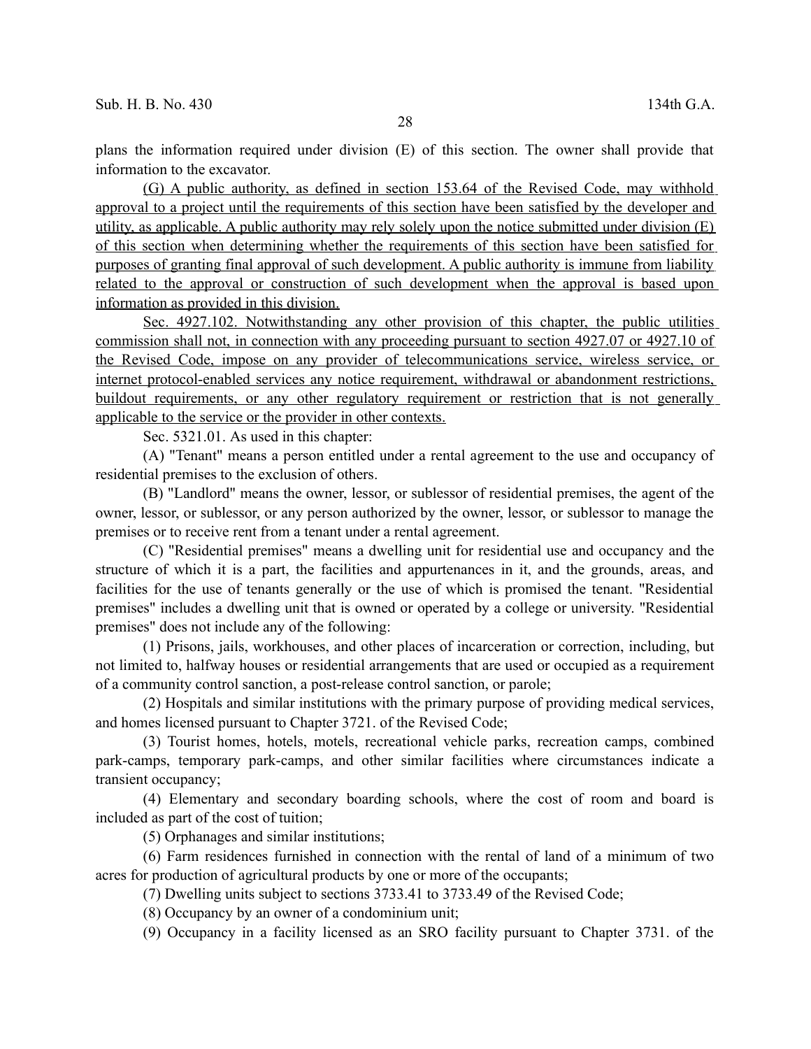plans the information required under division (E) of this section. The owner shall provide that information to the excavator.

<u>(G) A public authority, as defined in section 153.64 of the Revised Code, may withhold approval to a project until the requirements of this section have been satisfied by the developer and utility, as applicable. A public authority may rely solely upon the notice submitted under division (E) of this section when determining whether the requirements of this section have been satisfied for purposes of granting final approval of such development. A public authority is immune from liability related to the approval or construction of such development when the approval is based upon information as provided in this division.</u>

<u>Sec. 4927.102. Notwithstanding any other provision of this chapter, the public utilities commission shall not, in connection with any proceeding pursuant to section 4927.07 or 4927.10 of the Revised Code, impose on any provider of telecommunications service, wireless service, or internet protocol-enabled services any notice requirement, withdrawal or abandonment restrictions, buildout requirements, or any other regulatory requirement or restriction that is not generally applicable to the service or the provider in other contexts.</u>

Sec. 5321.01. As used in this chapter:

(A) "Tenant" means a person entitled under a rental agreement to the use and occupancy of residential premises to the exclusion of others.

(B) "Landlord" means the owner, lessor, or sublessor of residential premises, the agent of the owner, lessor, or sublessor, or any person authorized by the owner, lessor, or sublessor to manage the premises or to receive rent from a tenant under a rental agreement.

(C) "Residential premises" means a dwelling unit for residential use and occupancy and the structure of which it is a part, the facilities and appurtenances in it, and the grounds, areas, and facilities for the use of tenants generally or the use of which is promised the tenant. "Residential premises" includes a dwelling unit that is owned or operated by a college or university. "Residential premises" does not include any of the following:

(1) Prisons, jails, workhouses, and other places of incarceration or correction, including, but not limited to, halfway houses or residential arrangements that are used or occupied as a requirement of a community control sanction, a post-release control sanction, or parole;

(2) Hospitals and similar institutions with the primary purpose of providing medical services, and homes licensed pursuant to Chapter 3721. of the Revised Code;

(3) Tourist homes, hotels, motels, recreational vehicle parks, recreation camps, combined park-camps, temporary park-camps, and other similar facilities where circumstances indicate a transient occupancy;

(4) Elementary and secondary boarding schools, where the cost of room and board is included as part of the cost of tuition;

(5) Orphanages and similar institutions;

(6) Farm residences furnished in connection with the rental of land of a minimum of two acres for production of agricultural products by one or more of the occupants;

(7) Dwelling units subject to sections 3733.41 to 3733.49 of the Revised Code;

(8) Occupancy by an owner of a condominium unit;

(9) Occupancy in a facility licensed as an SRO facility pursuant to Chapter 3731. of the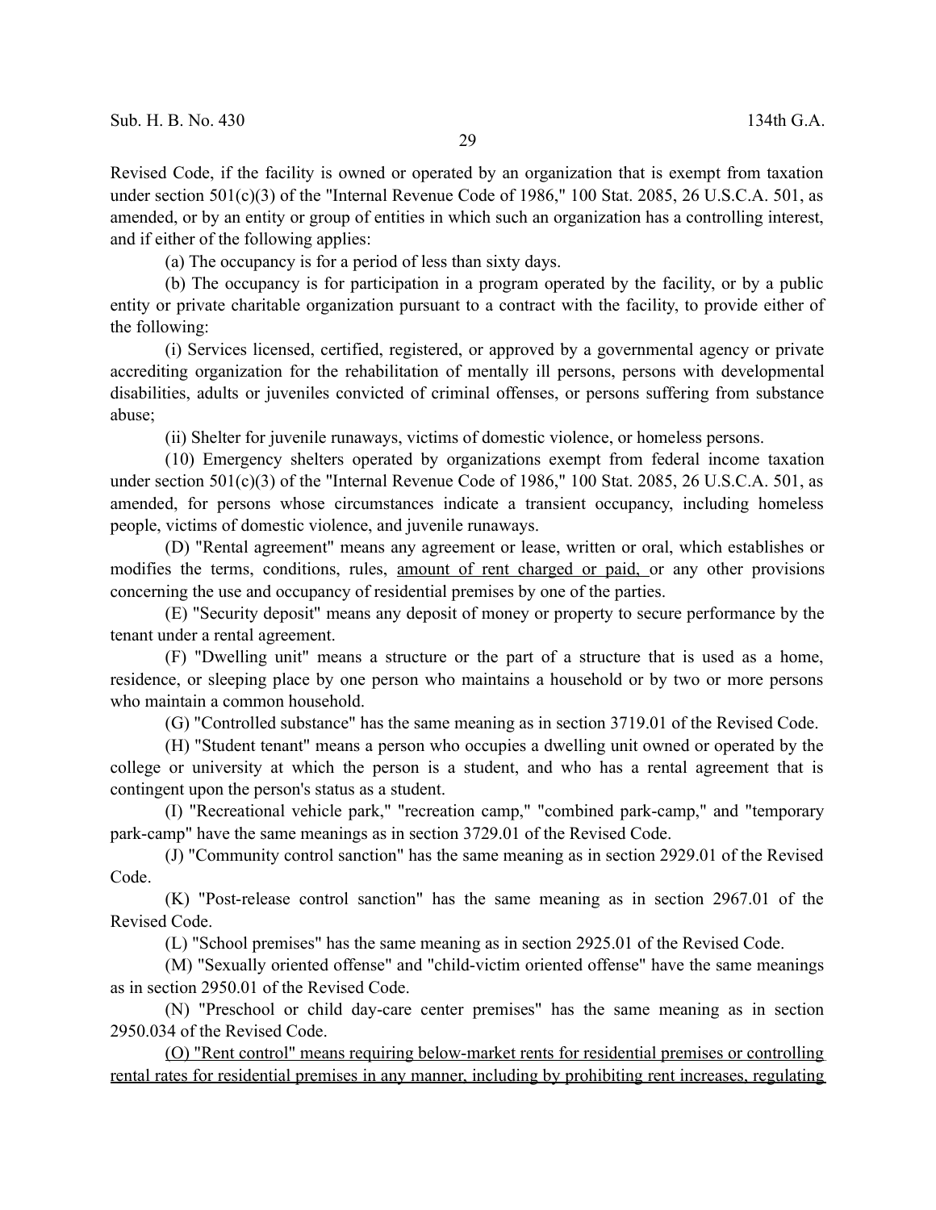Revised Code, if the facility is owned or operated by an organization that is exempt from taxation under section 501(c)(3) of the "Internal Revenue Code of 1986," 100 Stat. 2085, 26 U.S.C.A. 501, as amended, or by an entity or group of entities in which such an organization has a controlling interest, and if either of the following applies:

(a) The occupancy is for a period of less than sixty days.

(b) The occupancy is for participation in a program operated by the facility, or by a public entity or private charitable organization pursuant to a contract with the facility, to provide either of the following:

(i) Services licensed, certified, registered, or approved by a governmental agency or private accrediting organization for the rehabilitation of mentally ill persons, persons with developmental disabilities, adults or juveniles convicted of criminal offenses, or persons suffering from substance abuse;

(ii) Shelter for juvenile runaways, victims of domestic violence, or homeless persons.

(10) Emergency shelters operated by organizations exempt from federal income taxation under section 501(c)(3) of the "Internal Revenue Code of 1986," 100 Stat. 2085, 26 U.S.C.A. 501, as amended, for persons whose circumstances indicate a transient occupancy, including homeless people, victims of domestic violence, and juvenile runaways.

(D) "Rental agreement" means any agreement or lease, written or oral, which establishes or modifies the terms, conditions, rules, <u>amount of rent charged or paid,</u> or any other provisions concerning the use and occupancy of residential premises by one of the parties.

(E) "Security deposit" means any deposit of money or property to secure performance by the tenant under a rental agreement.

(F) "Dwelling unit" means a structure or the part of a structure that is used as a home, residence, or sleeping place by one person who maintains a household or by two or more persons who maintain a common household.

(G) "Controlled substance" has the same meaning as in section 3719.01 of the Revised Code.

(H) "Student tenant" means a person who occupies a dwelling unit owned or operated by the college or university at which the person is a student, and who has a rental agreement that is contingent upon the person's status as a student.

(I) "Recreational vehicle park," "recreation camp," "combined park-camp," and "temporary park-camp" have the same meanings as in section 3729.01 of the Revised Code.

(J) "Community control sanction" has the same meaning as in section 2929.01 of the Revised Code.

(K) "Post-release control sanction" has the same meaning as in section 2967.01 of the Revised Code.

(L) "School premises" has the same meaning as in section 2925.01 of the Revised Code.

(M) "Sexually oriented offense" and "child-victim oriented offense" have the same meanings as in section 2950.01 of the Revised Code.

(N) "Preschool or child day-care center premises" has the same meaning as in section 2950.034 of the Revised Code.

<u>(O) "Rent control" means requiring below-market rents for residential premises or controlling rental rates for residential premises in any manner, including by prohibiting rent increases, regulating</u>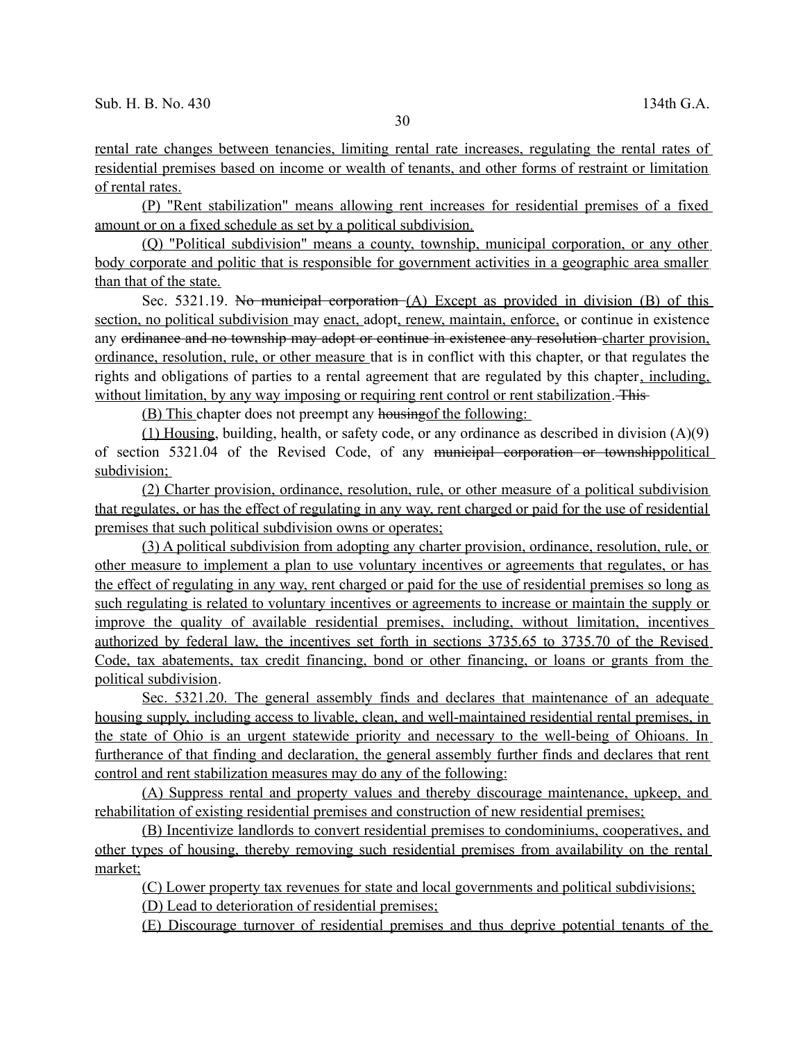rental rate changes between tenancies, limiting rental rate increases, regulating the rental rates of residential premises based on income or wealth of tenants, and other forms of restraint or limitation of rental rates.

(P) "Rent stabilization" means allowing rent increases for residential premises of a fixed amount or on a fixed schedule as set by a political subdivision.

(Q) "Political subdivision" means a county, township, municipal corporation, or any other body corporate and politic that is responsible for government activities in a geographic area smaller than that of the state.

Sec. 5321.19. ~~No municipal corporation~~ (A) Except as provided in division (B) of this section, no political subdivision may enact, adopt, renew, maintain, enforce, or continue in existence any ~~ordinance and no township may adopt or continue in existence any resolution~~ charter provision, ordinance, resolution, rule, or other measure that is in conflict with this chapter, or that regulates the rights and obligations of parties to a rental agreement that are regulated by this chapter, including, without limitation, by any way imposing or requiring rent control or rent stabilization. ~~This~~

(B) This chapter does not preempt any ~~housing~~of the following:

(1) Housing, building, health, or safety code, or any ordinance as described in division (A)(9) of section 5321.04 of the Revised Code, of any ~~municipal corporation or township~~political subdivision;

(2) Charter provision, ordinance, resolution, rule, or other measure of a political subdivision that regulates, or has the effect of regulating in any way, rent charged or paid for the use of residential premises that such political subdivision owns or operates;

(3) A political subdivision from adopting any charter provision, ordinance, resolution, rule, or other measure to implement a plan to use voluntary incentives or agreements that regulates, or has the effect of regulating in any way, rent charged or paid for the use of residential premises so long as such regulating is related to voluntary incentives or agreements to increase or maintain the supply or improve the quality of available residential premises, including, without limitation, incentives authorized by federal law, the incentives set forth in sections 3735.65 to 3735.70 of the Revised Code, tax abatements, tax credit financing, bond or other financing, or loans or grants from the political subdivision.

Sec. 5321.20. The general assembly finds and declares that maintenance of an adequate housing supply, including access to livable, clean, and well-maintained residential rental premises, in the state of Ohio is an urgent statewide priority and necessary to the well-being of Ohioans. In furtherance of that finding and declaration, the general assembly further finds and declares that rent control and rent stabilization measures may do any of the following:

(A) Suppress rental and property values and thereby discourage maintenance, upkeep, and rehabilitation of existing residential premises and construction of new residential premises;

(B) Incentivize landlords to convert residential premises to condominiums, cooperatives, and other types of housing, thereby removing such residential premises from availability on the rental market;

(C) Lower property tax revenues for state and local governments and political subdivisions;

(D) Lead to deterioration of residential premises;

(E) Discourage turnover of residential premises and thus deprive potential tenants of the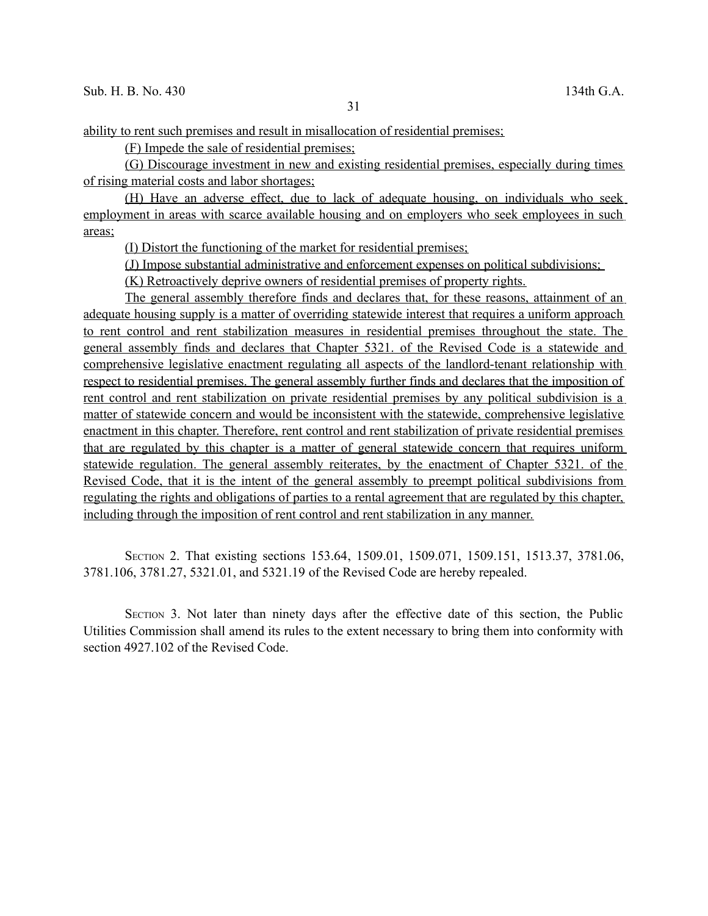ability to rent such premises and result in misallocation of residential premises;

(F) Impede the sale of residential premises;

(G) Discourage investment in new and existing residential premises, especially during times of rising material costs and labor shortages;

(H) Have an adverse effect, due to lack of adequate housing, on individuals who seek employment in areas with scarce available housing and on employers who seek employees in such areas;

(I) Distort the functioning of the market for residential premises;

(J) Impose substantial administrative and enforcement expenses on political subdivisions;

(K) Retroactively deprive owners of residential premises of property rights.

The general assembly therefore finds and declares that, for these reasons, attainment of an adequate housing supply is a matter of overriding statewide interest that requires a uniform approach to rent control and rent stabilization measures in residential premises throughout the state. The general assembly finds and declares that Chapter 5321. of the Revised Code is a statewide and comprehensive legislative enactment regulating all aspects of the landlord-tenant relationship with respect to residential premises. The general assembly further finds and declares that the imposition of rent control and rent stabilization on private residential premises by any political subdivision is a matter of statewide concern and would be inconsistent with the statewide, comprehensive legislative enactment in this chapter. Therefore, rent control and rent stabilization of private residential premises that are regulated by this chapter is a matter of general statewide concern that requires uniform statewide regulation. The general assembly reiterates, by the enactment of Chapter 5321. of the Revised Code, that it is the intent of the general assembly to preempt political subdivisions from regulating the rights and obligations of parties to a rental agreement that are regulated by this chapter, including through the imposition of rent control and rent stabilization in any manner.

SECTION 2. That existing sections 153.64, 1509.01, 1509.071, 1509.151, 1513.37, 3781.06, 3781.106, 3781.27, 5321.01, and 5321.19 of the Revised Code are hereby repealed.

SECTION 3. Not later than ninety days after the effective date of this section, the Public Utilities Commission shall amend its rules to the extent necessary to bring them into conformity with section 4927.102 of the Revised Code.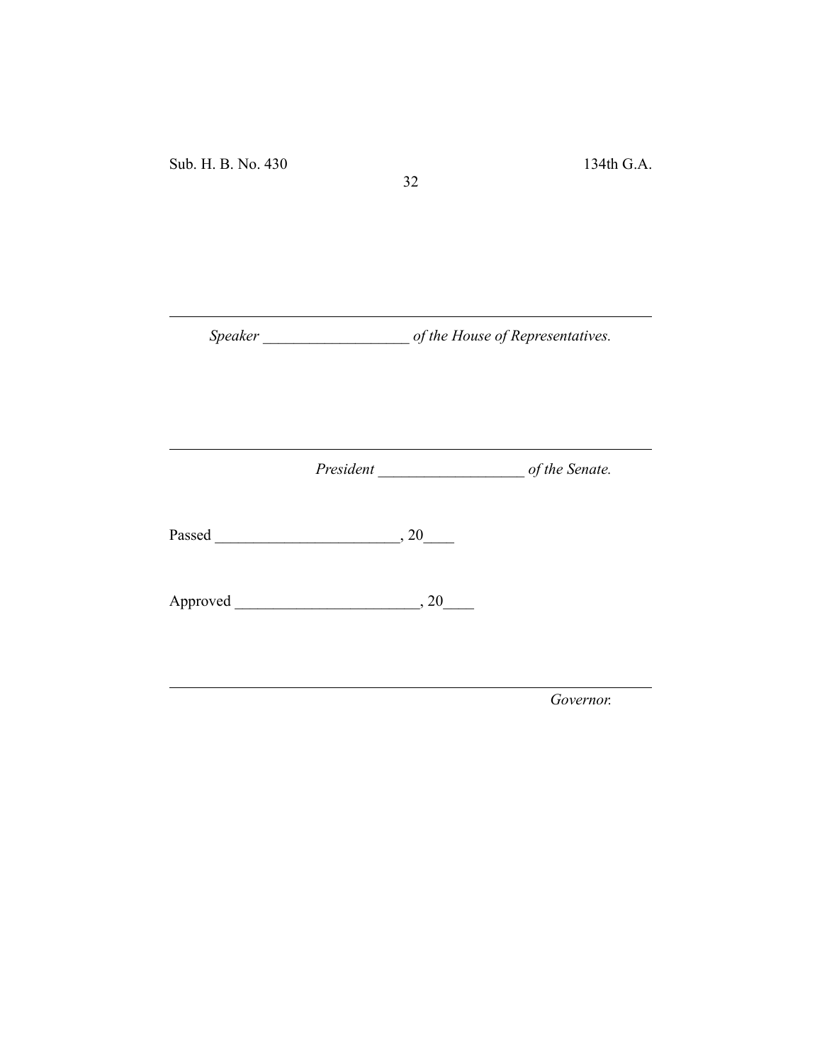---

*Speaker ___________________ of the House of Representatives.*

---

*President ___________________ of the Senate.*

Passed ________________________, 20____

Approved ________________________, 20____

---

*Governor.*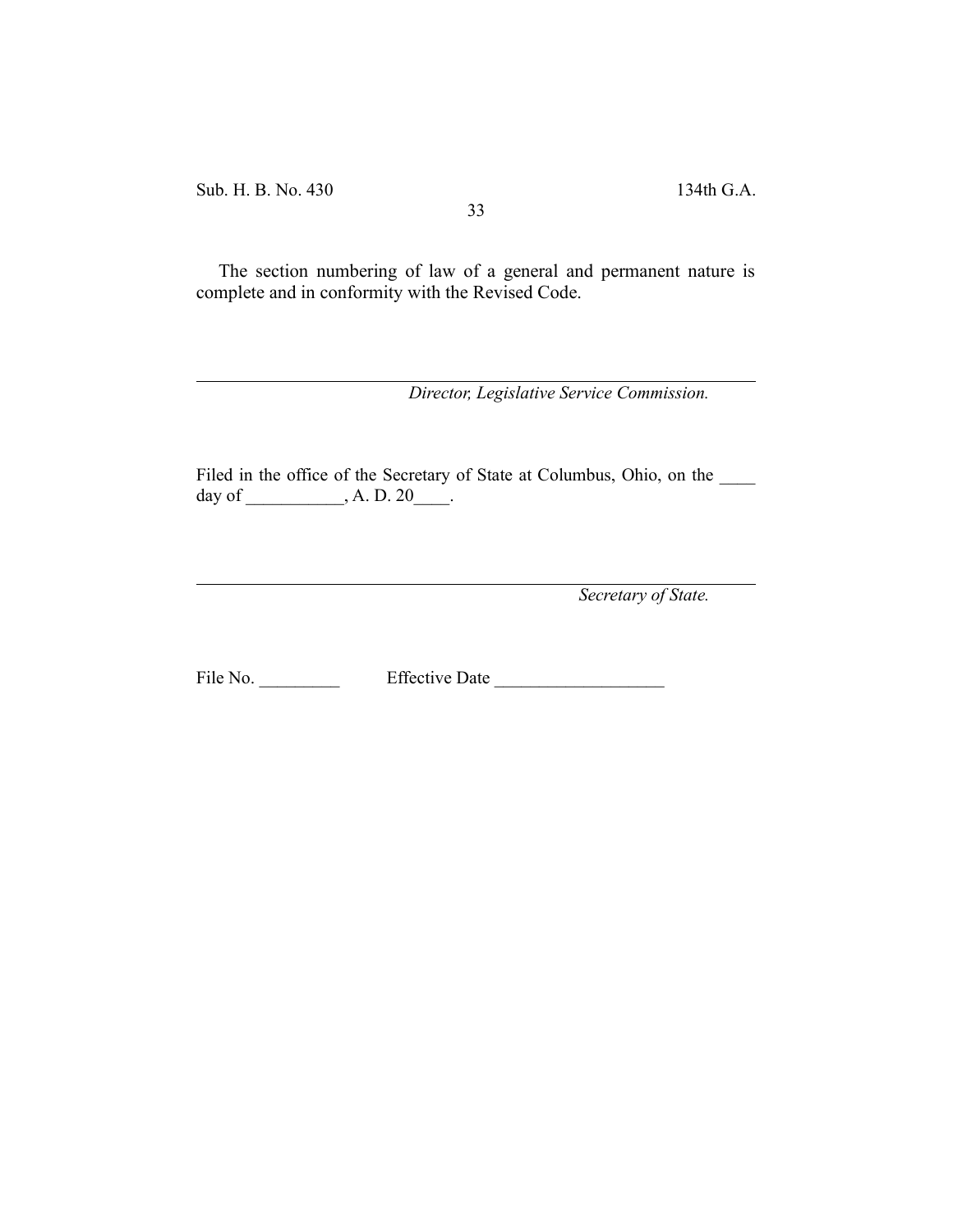The section numbering of law of a general and permanent nature is complete and in conformity with the Revised Code.

______________________________________________

*Director, Legislative Service Commission.*

Filed in the office of the Secretary of State at Columbus, Ohio, on the ____ day of ___________, A. D. 20____.

______________________________________________

*Secretary of State.*

File No. _________ Effective Date ___________________